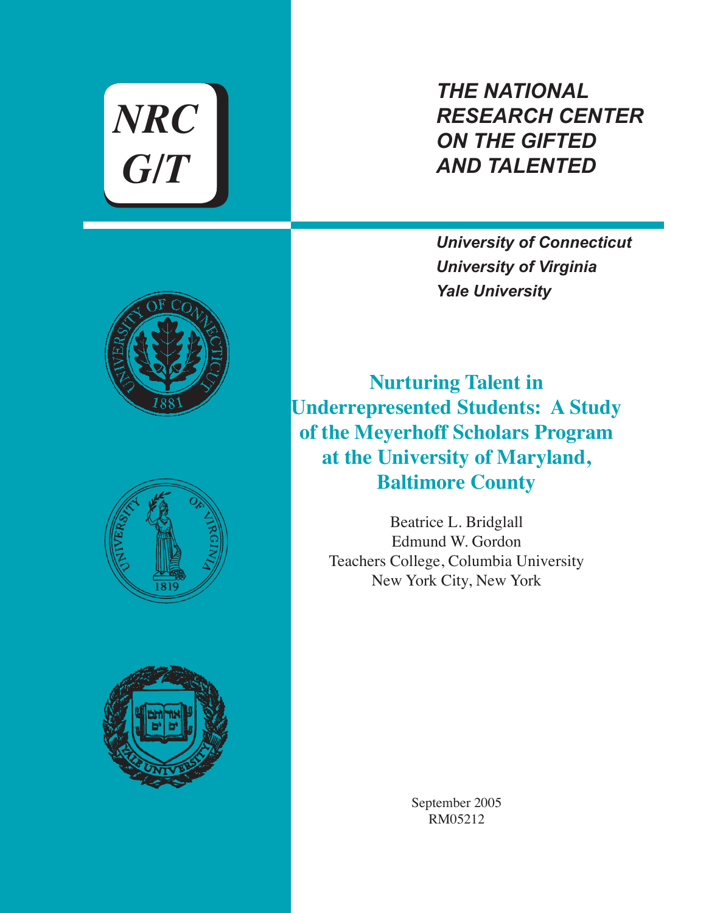NRC
G/T

*THE NATIONAL RESEARCH CENTER ON THE GIFTED AND TALENTED*

*University of Connecticut*
*University of Virginia*
*Yale University*

# Nurturing Talent in Underrepresented Students: A Study of the Meyerhoff Scholars Program at the University of Maryland, Baltimore County

Beatrice L. Bridglall
Edmund W. Gordon
Teachers College, Columbia University
New York City, New York

September 2005
RM05212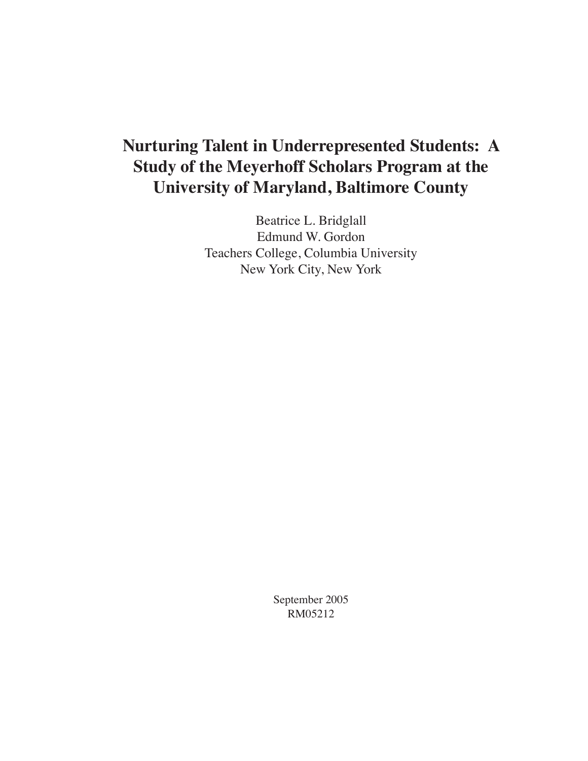# Nurturing Talent in Underrepresented Students: A Study of the Meyerhoff Scholars Program at the University of Maryland, Baltimore County

Beatrice L. Bridglall
Edmund W. Gordon
Teachers College, Columbia University
New York City, New York

September 2005
RM05212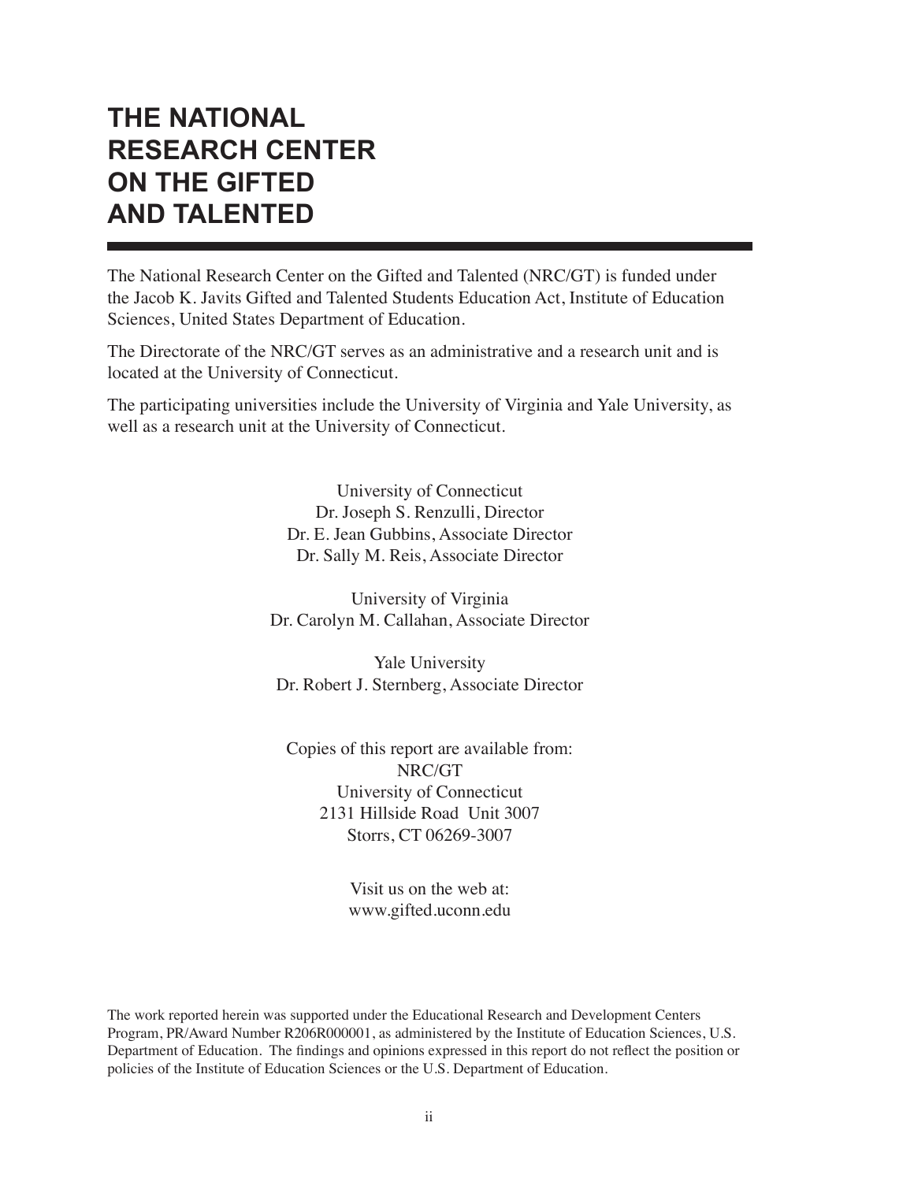# THE NATIONAL RESEARCH CENTER ON THE GIFTED AND TALENTED

The National Research Center on the Gifted and Talented (NRC/GT) is funded under the Jacob K. Javits Gifted and Talented Students Education Act, Institute of Education Sciences, United States Department of Education.

The Directorate of the NRC/GT serves as an administrative and a research unit and is located at the University of Connecticut.

The participating universities include the University of Virginia and Yale University, as well as a research unit at the University of Connecticut.

University of Connecticut
Dr. Joseph S. Renzulli, Director
Dr. E. Jean Gubbins, Associate Director
Dr. Sally M. Reis, Associate Director

University of Virginia
Dr. Carolyn M. Callahan, Associate Director

Yale University
Dr. Robert J. Sternberg, Associate Director

Copies of this report are available from:
NRC/GT
University of Connecticut
2131 Hillside Road Unit 3007
Storrs, CT 06269-3007

Visit us on the web at:
www.gifted.uconn.edu

The work reported herein was supported under the Educational Research and Development Centers Program, PR/Award Number R206R000001, as administered by the Institute of Education Sciences, U.S. Department of Education. The findings and opinions expressed in this report do not reflect the position or policies of the Institute of Education Sciences or the U.S. Department of Education.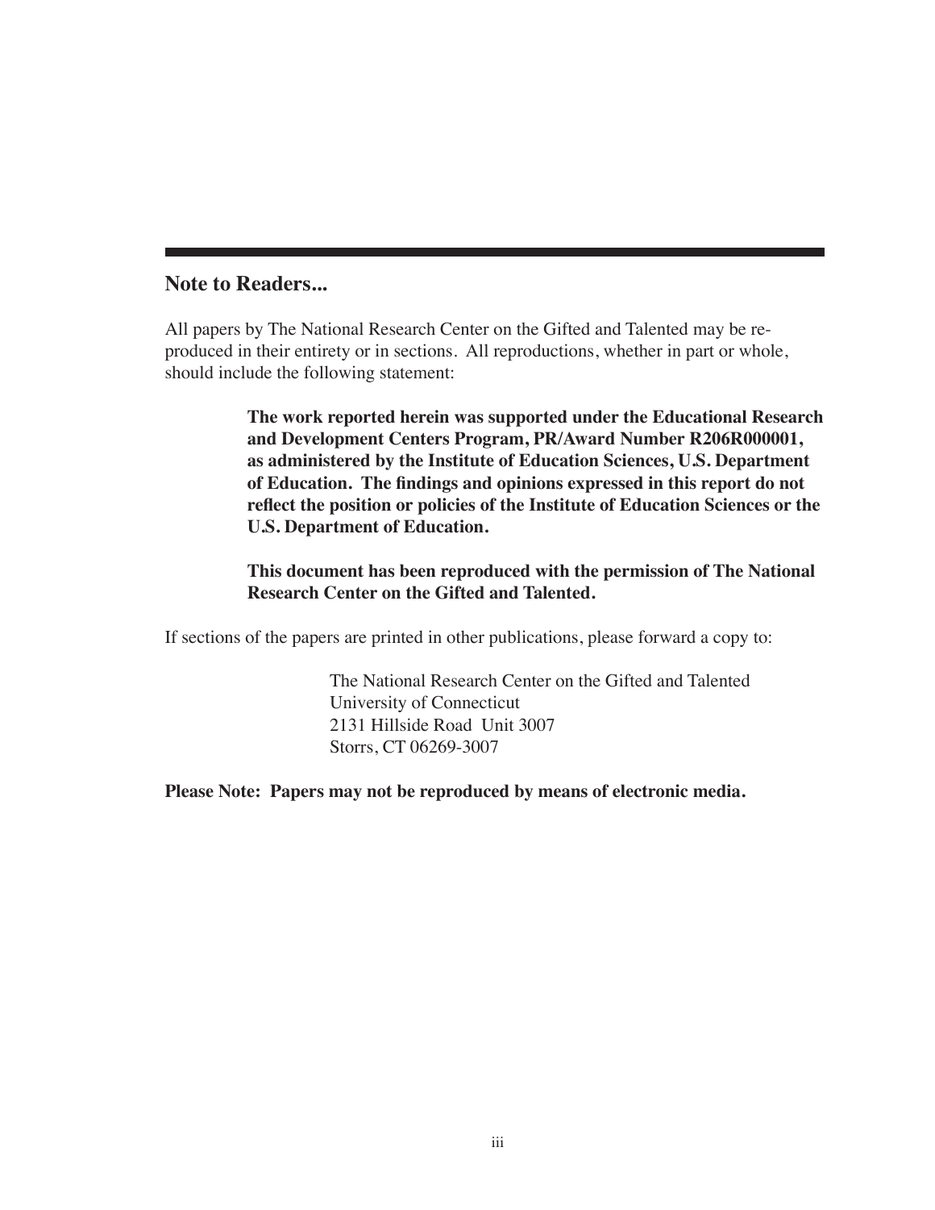## Note to Readers...

All papers by The National Research Center on the Gifted and Talented may be reproduced in their entirety or in sections. All reproductions, whether in part or whole, should include the following statement:

> **The work reported herein was supported under the Educational Research and Development Centers Program, PR/Award Number R206R000001, as administered by the Institute of Education Sciences, U.S. Department of Education. The findings and opinions expressed in this report do not reflect the position or policies of the Institute of Education Sciences or the U.S. Department of Education.**
>
> **This document has been reproduced with the permission of The National Research Center on the Gifted and Talented.**

If sections of the papers are printed in other publications, please forward a copy to:

> The National Research Center on the Gifted and Talented
> University of Connecticut
> 2131 Hillside Road Unit 3007
> Storrs, CT 06269-3007

**Please Note: Papers may not be reproduced by means of electronic media.**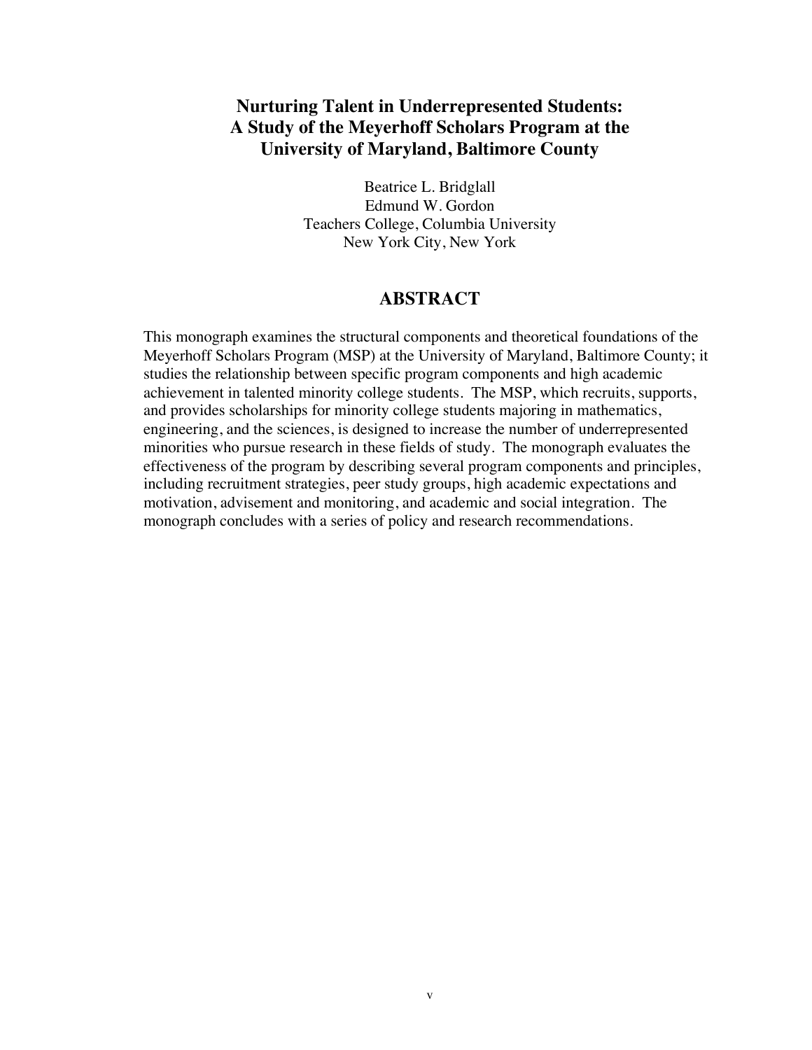# Nurturing Talent in Underrepresented Students: A Study of the Meyerhoff Scholars Program at the University of Maryland, Baltimore County

Beatrice L. Bridglall
Edmund W. Gordon
Teachers College, Columbia University
New York City, New York

## ABSTRACT

This monograph examines the structural components and theoretical foundations of the Meyerhoff Scholars Program (MSP) at the University of Maryland, Baltimore County; it studies the relationship between specific program components and high academic achievement in talented minority college students. The MSP, which recruits, supports, and provides scholarships for minority college students majoring in mathematics, engineering, and the sciences, is designed to increase the number of underrepresented minorities who pursue research in these fields of study. The monograph evaluates the effectiveness of the program by describing several program components and principles, including recruitment strategies, peer study groups, high academic expectations and motivation, advisement and monitoring, and academic and social integration. The monograph concludes with a series of policy and research recommendations.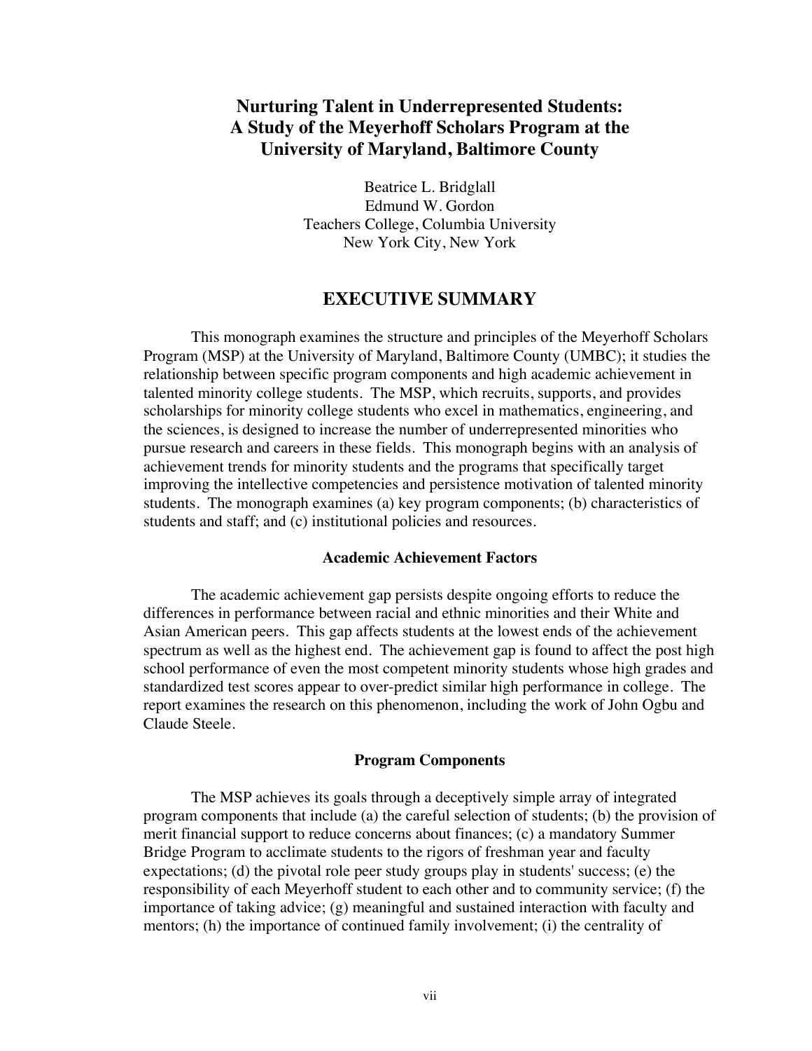# Nurturing Talent in Underrepresented Students: A Study of the Meyerhoff Scholars Program at the University of Maryland, Baltimore County

Beatrice L. Bridglall
Edmund W. Gordon
Teachers College, Columbia University
New York City, New York

## EXECUTIVE SUMMARY

This monograph examines the structure and principles of the Meyerhoff Scholars Program (MSP) at the University of Maryland, Baltimore County (UMBC); it studies the relationship between specific program components and high academic achievement in talented minority college students. The MSP, which recruits, supports, and provides scholarships for minority college students who excel in mathematics, engineering, and the sciences, is designed to increase the number of underrepresented minorities who pursue research and careers in these fields. This monograph begins with an analysis of achievement trends for minority students and the programs that specifically target improving the intellective competencies and persistence motivation of talented minority students. The monograph examines (a) key program components; (b) characteristics of students and staff; and (c) institutional policies and resources.

### Academic Achievement Factors

The academic achievement gap persists despite ongoing efforts to reduce the differences in performance between racial and ethnic minorities and their White and Asian American peers. This gap affects students at the lowest ends of the achievement spectrum as well as the highest end. The achievement gap is found to affect the post high school performance of even the most competent minority students whose high grades and standardized test scores appear to over-predict similar high performance in college. The report examines the research on this phenomenon, including the work of John Ogbu and Claude Steele.

### Program Components

The MSP achieves its goals through a deceptively simple array of integrated program components that include (a) the careful selection of students; (b) the provision of merit financial support to reduce concerns about finances; (c) a mandatory Summer Bridge Program to acclimate students to the rigors of freshman year and faculty expectations; (d) the pivotal role peer study groups play in students' success; (e) the responsibility of each Meyerhoff student to each other and to community service; (f) the importance of taking advice; (g) meaningful and sustained interaction with faculty and mentors; (h) the importance of continued family involvement; (i) the centrality of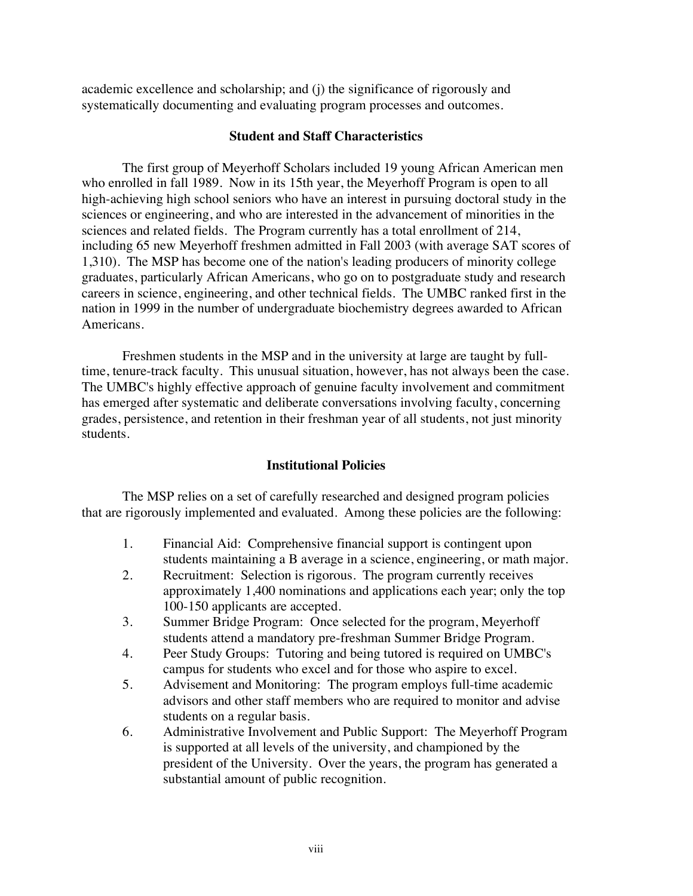academic excellence and scholarship; and (j) the significance of rigorously and systematically documenting and evaluating program processes and outcomes.

### Student and Staff Characteristics

The first group of Meyerhoff Scholars included 19 young African American men who enrolled in fall 1989. Now in its 15th year, the Meyerhoff Program is open to all high-achieving high school seniors who have an interest in pursuing doctoral study in the sciences or engineering, and who are interested in the advancement of minorities in the sciences and related fields. The Program currently has a total enrollment of 214, including 65 new Meyerhoff freshmen admitted in Fall 2003 (with average SAT scores of 1,310). The MSP has become one of the nation's leading producers of minority college graduates, particularly African Americans, who go on to postgraduate study and research careers in science, engineering, and other technical fields. The UMBC ranked first in the nation in 1999 in the number of undergraduate biochemistry degrees awarded to African Americans.

Freshmen students in the MSP and in the university at large are taught by full-time, tenure-track faculty. This unusual situation, however, has not always been the case. The UMBC's highly effective approach of genuine faculty involvement and commitment has emerged after systematic and deliberate conversations involving faculty, concerning grades, persistence, and retention in their freshman year of all students, not just minority students.

### Institutional Policies

The MSP relies on a set of carefully researched and designed program policies that are rigorously implemented and evaluated. Among these policies are the following:

1. Financial Aid: Comprehensive financial support is contingent upon students maintaining a B average in a science, engineering, or math major.
2. Recruitment: Selection is rigorous. The program currently receives approximately 1,400 nominations and applications each year; only the top 100-150 applicants are accepted.
3. Summer Bridge Program: Once selected for the program, Meyerhoff students attend a mandatory pre-freshman Summer Bridge Program.
4. Peer Study Groups: Tutoring and being tutored is required on UMBC's campus for students who excel and for those who aspire to excel.
5. Advisement and Monitoring: The program employs full-time academic advisors and other staff members who are required to monitor and advise students on a regular basis.
6. Administrative Involvement and Public Support: The Meyerhoff Program is supported at all levels of the university, and championed by the president of the University. Over the years, the program has generated a substantial amount of public recognition.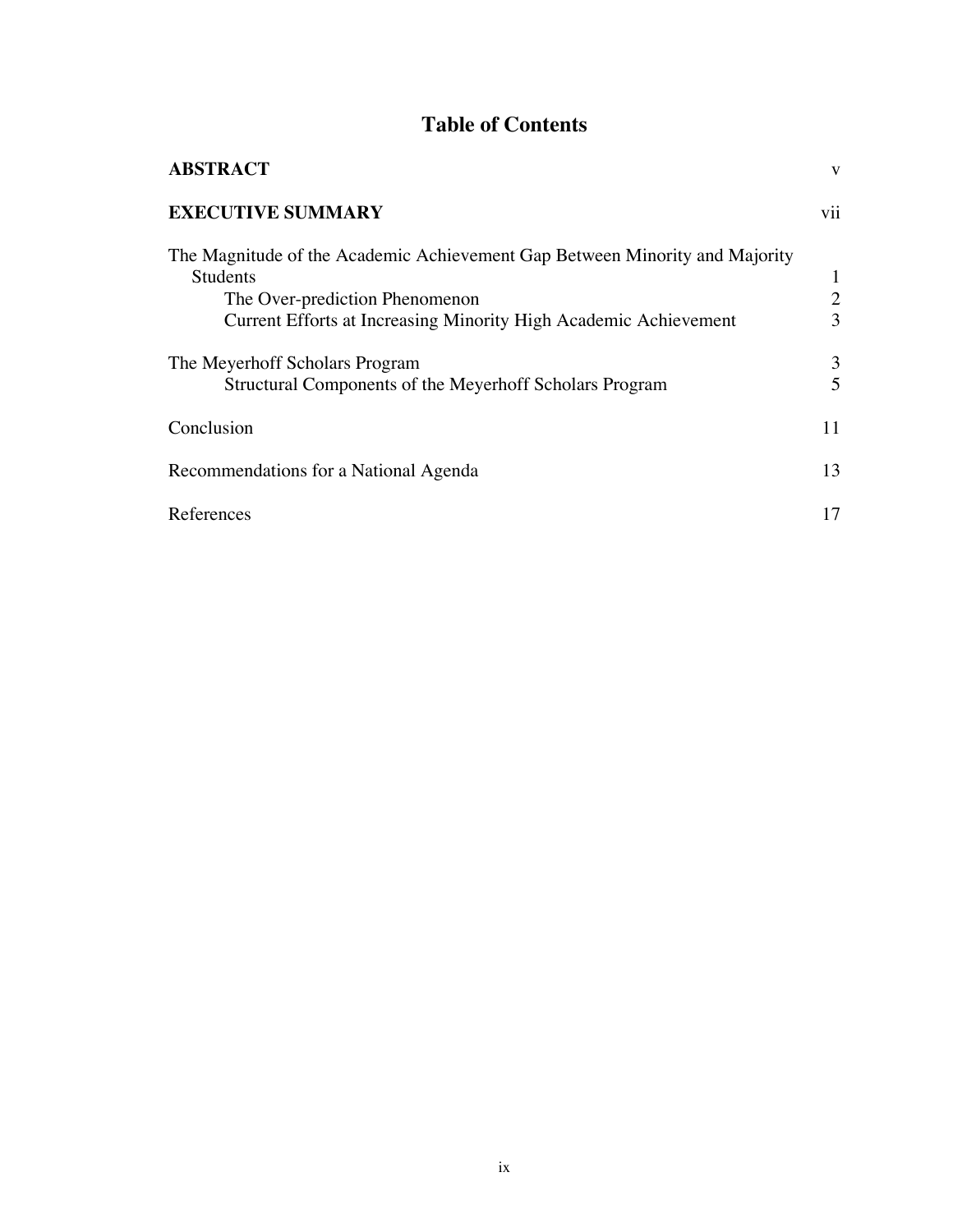# Table of Contents

| | |
|---|---|
| **ABSTRACT** | v |
| **EXECUTIVE SUMMARY** | vii |
| The Magnitude of the Academic Achievement Gap Between Minority and Majority Students | 1 |
| The Over-prediction Phenomenon | 2 |
| Current Efforts at Increasing Minority High Academic Achievement | 3 |
| The Meyerhoff Scholars Program | 3 |
| Structural Components of the Meyerhoff Scholars Program | 5 |
| Conclusion | 11 |
| Recommendations for a National Agenda | 13 |
| References | 17 |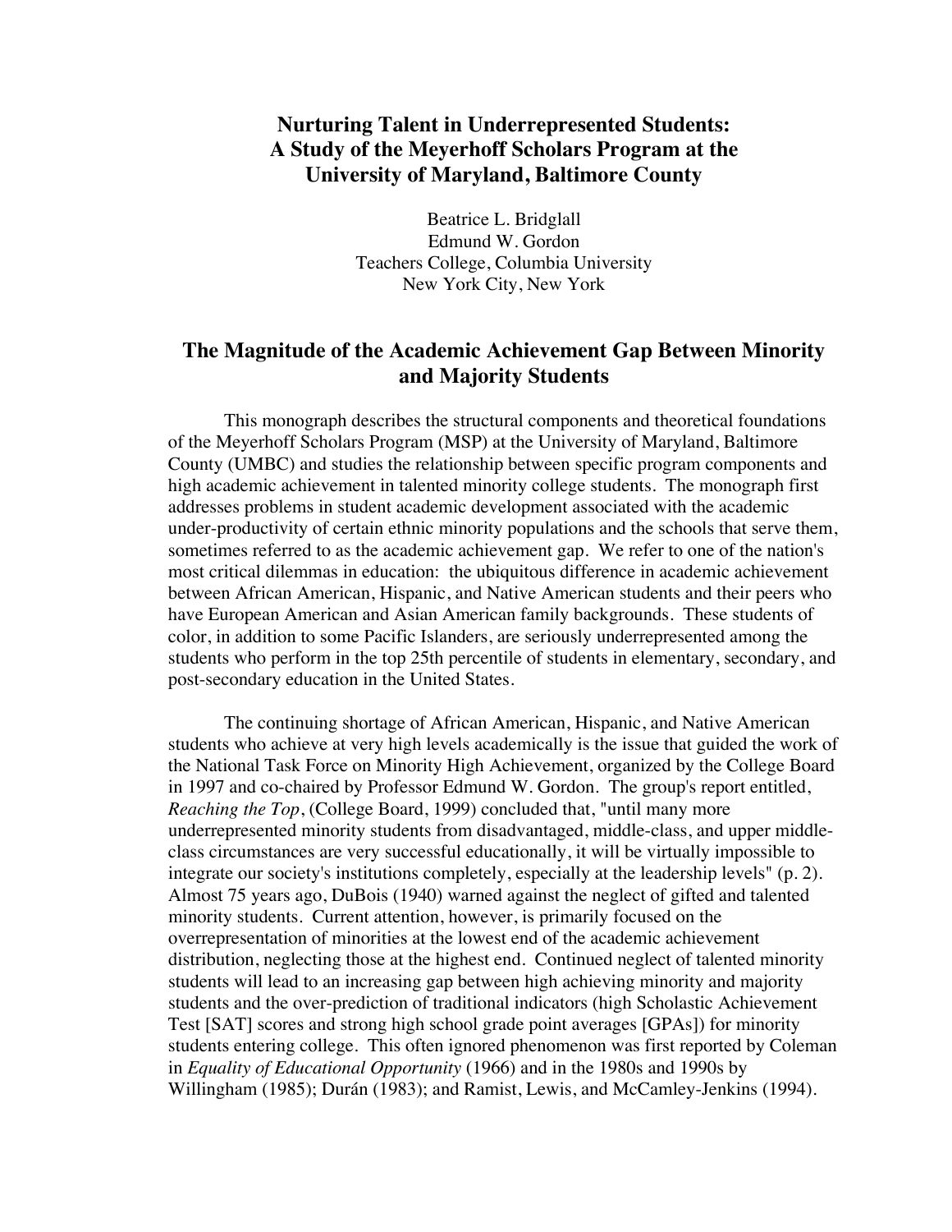# Nurturing Talent in Underrepresented Students: A Study of the Meyerhoff Scholars Program at the University of Maryland, Baltimore County

Beatrice L. Bridglall
Edmund W. Gordon
Teachers College, Columbia University
New York City, New York

## The Magnitude of the Academic Achievement Gap Between Minority and Majority Students

This monograph describes the structural components and theoretical foundations of the Meyerhoff Scholars Program (MSP) at the University of Maryland, Baltimore County (UMBC) and studies the relationship between specific program components and high academic achievement in talented minority college students. The monograph first addresses problems in student academic development associated with the academic under-productivity of certain ethnic minority populations and the schools that serve them, sometimes referred to as the academic achievement gap. We refer to one of the nation's most critical dilemmas in education: the ubiquitous difference in academic achievement between African American, Hispanic, and Native American students and their peers who have European American and Asian American family backgrounds. These students of color, in addition to some Pacific Islanders, are seriously underrepresented among the students who perform in the top 25th percentile of students in elementary, secondary, and post-secondary education in the United States.

The continuing shortage of African American, Hispanic, and Native American students who achieve at very high levels academically is the issue that guided the work of the National Task Force on Minority High Achievement, organized by the College Board in 1997 and co-chaired by Professor Edmund W. Gordon. The group's report entitled, *Reaching the Top*, (College Board, 1999) concluded that, "until many more underrepresented minority students from disadvantaged, middle-class, and upper middle-class circumstances are very successful educationally, it will be virtually impossible to integrate our society's institutions completely, especially at the leadership levels" (p. 2). Almost 75 years ago, DuBois (1940) warned against the neglect of gifted and talented minority students. Current attention, however, is primarily focused on the overrepresentation of minorities at the lowest end of the academic achievement distribution, neglecting those at the highest end. Continued neglect of talented minority students will lead to an increasing gap between high achieving minority and majority students and the over-prediction of traditional indicators (high Scholastic Achievement Test [SAT] scores and strong high school grade point averages [GPAs]) for minority students entering college. This often ignored phenomenon was first reported by Coleman in *Equality of Educational Opportunity* (1966) and in the 1980s and 1990s by Willingham (1985); Durán (1983); and Ramist, Lewis, and McCamley-Jenkins (1994).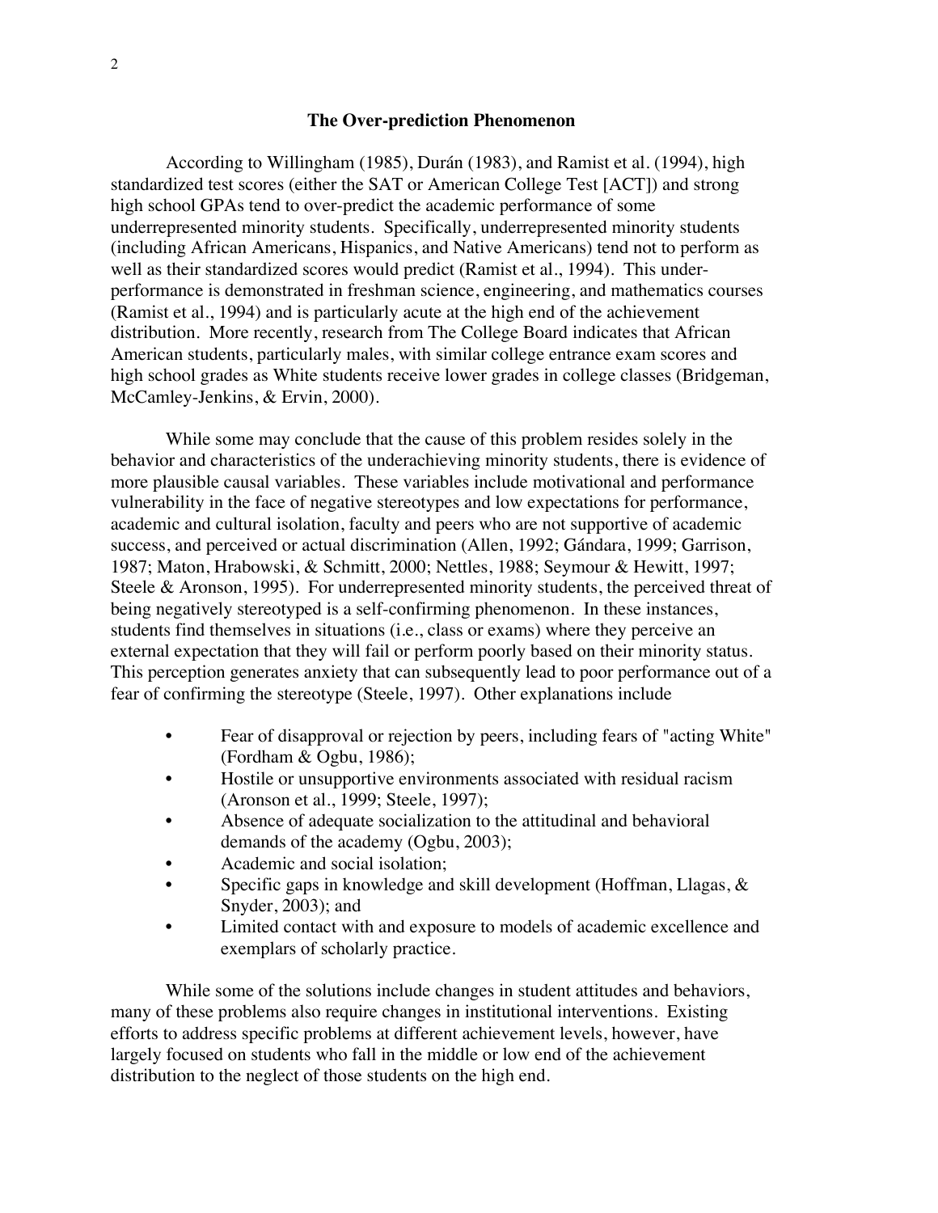## The Over-prediction Phenomenon

According to Willingham (1985), Durán (1983), and Ramist et al. (1994), high standardized test scores (either the SAT or American College Test [ACT]) and strong high school GPAs tend to over-predict the academic performance of some underrepresented minority students. Specifically, underrepresented minority students (including African Americans, Hispanics, and Native Americans) tend not to perform as well as their standardized scores would predict (Ramist et al., 1994). This under-performance is demonstrated in freshman science, engineering, and mathematics courses (Ramist et al., 1994) and is particularly acute at the high end of the achievement distribution. More recently, research from The College Board indicates that African American students, particularly males, with similar college entrance exam scores and high school grades as White students receive lower grades in college classes (Bridgeman, McCamley-Jenkins, & Ervin, 2000).

While some may conclude that the cause of this problem resides solely in the behavior and characteristics of the underachieving minority students, there is evidence of more plausible causal variables. These variables include motivational and performance vulnerability in the face of negative stereotypes and low expectations for performance, academic and cultural isolation, faculty and peers who are not supportive of academic success, and perceived or actual discrimination (Allen, 1992; Gándara, 1999; Garrison, 1987; Maton, Hrabowski, & Schmitt, 2000; Nettles, 1988; Seymour & Hewitt, 1997; Steele & Aronson, 1995). For underrepresented minority students, the perceived threat of being negatively stereotyped is a self-confirming phenomenon. In these instances, students find themselves in situations (i.e., class or exams) where they perceive an external expectation that they will fail or perform poorly based on their minority status. This perception generates anxiety that can subsequently lead to poor performance out of a fear of confirming the stereotype (Steele, 1997). Other explanations include

- Fear of disapproval or rejection by peers, including fears of "acting White" (Fordham & Ogbu, 1986);
- Hostile or unsupportive environments associated with residual racism (Aronson et al., 1999; Steele, 1997);
- Absence of adequate socialization to the attitudinal and behavioral demands of the academy (Ogbu, 2003);
- Academic and social isolation;
- Specific gaps in knowledge and skill development (Hoffman, Llagas, & Snyder, 2003); and
- Limited contact with and exposure to models of academic excellence and exemplars of scholarly practice.

While some of the solutions include changes in student attitudes and behaviors, many of these problems also require changes in institutional interventions. Existing efforts to address specific problems at different achievement levels, however, have largely focused on students who fall in the middle or low end of the achievement distribution to the neglect of those students on the high end.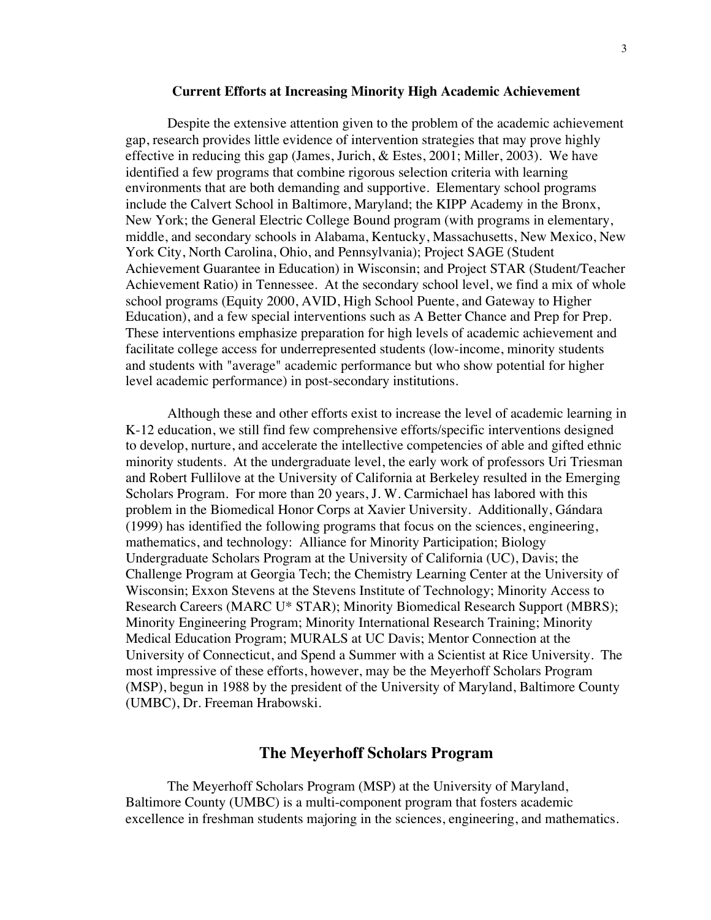### Current Efforts at Increasing Minority High Academic Achievement

Despite the extensive attention given to the problem of the academic achievement gap, research provides little evidence of intervention strategies that may prove highly effective in reducing this gap (James, Jurich, & Estes, 2001; Miller, 2003). We have identified a few programs that combine rigorous selection criteria with learning environments that are both demanding and supportive. Elementary school programs include the Calvert School in Baltimore, Maryland; the KIPP Academy in the Bronx, New York; the General Electric College Bound program (with programs in elementary, middle, and secondary schools in Alabama, Kentucky, Massachusetts, New Mexico, New York City, North Carolina, Ohio, and Pennsylvania); Project SAGE (Student Achievement Guarantee in Education) in Wisconsin; and Project STAR (Student/Teacher Achievement Ratio) in Tennessee. At the secondary school level, we find a mix of whole school programs (Equity 2000, AVID, High School Puente, and Gateway to Higher Education), and a few special interventions such as A Better Chance and Prep for Prep. These interventions emphasize preparation for high levels of academic achievement and facilitate college access for underrepresented students (low-income, minority students and students with "average" academic performance but who show potential for higher level academic performance) in post-secondary institutions.

Although these and other efforts exist to increase the level of academic learning in K-12 education, we still find few comprehensive efforts/specific interventions designed to develop, nurture, and accelerate the intellective competencies of able and gifted ethnic minority students. At the undergraduate level, the early work of professors Uri Triesman and Robert Fullilove at the University of California at Berkeley resulted in the Emerging Scholars Program. For more than 20 years, J. W. Carmichael has labored with this problem in the Biomedical Honor Corps at Xavier University. Additionally, Gándara (1999) has identified the following programs that focus on the sciences, engineering, mathematics, and technology: Alliance for Minority Participation; Biology Undergraduate Scholars Program at the University of California (UC), Davis; the Challenge Program at Georgia Tech; the Chemistry Learning Center at the University of Wisconsin; Exxon Stevens at the Stevens Institute of Technology; Minority Access to Research Careers (MARC U* STAR); Minority Biomedical Research Support (MBRS); Minority Engineering Program; Minority International Research Training; Minority Medical Education Program; MURALS at UC Davis; Mentor Connection at the University of Connecticut, and Spend a Summer with a Scientist at Rice University. The most impressive of these efforts, however, may be the Meyerhoff Scholars Program (MSP), begun in 1988 by the president of the University of Maryland, Baltimore County (UMBC), Dr. Freeman Hrabowski.

## The Meyerhoff Scholars Program

The Meyerhoff Scholars Program (MSP) at the University of Maryland, Baltimore County (UMBC) is a multi-component program that fosters academic excellence in freshman students majoring in the sciences, engineering, and mathematics.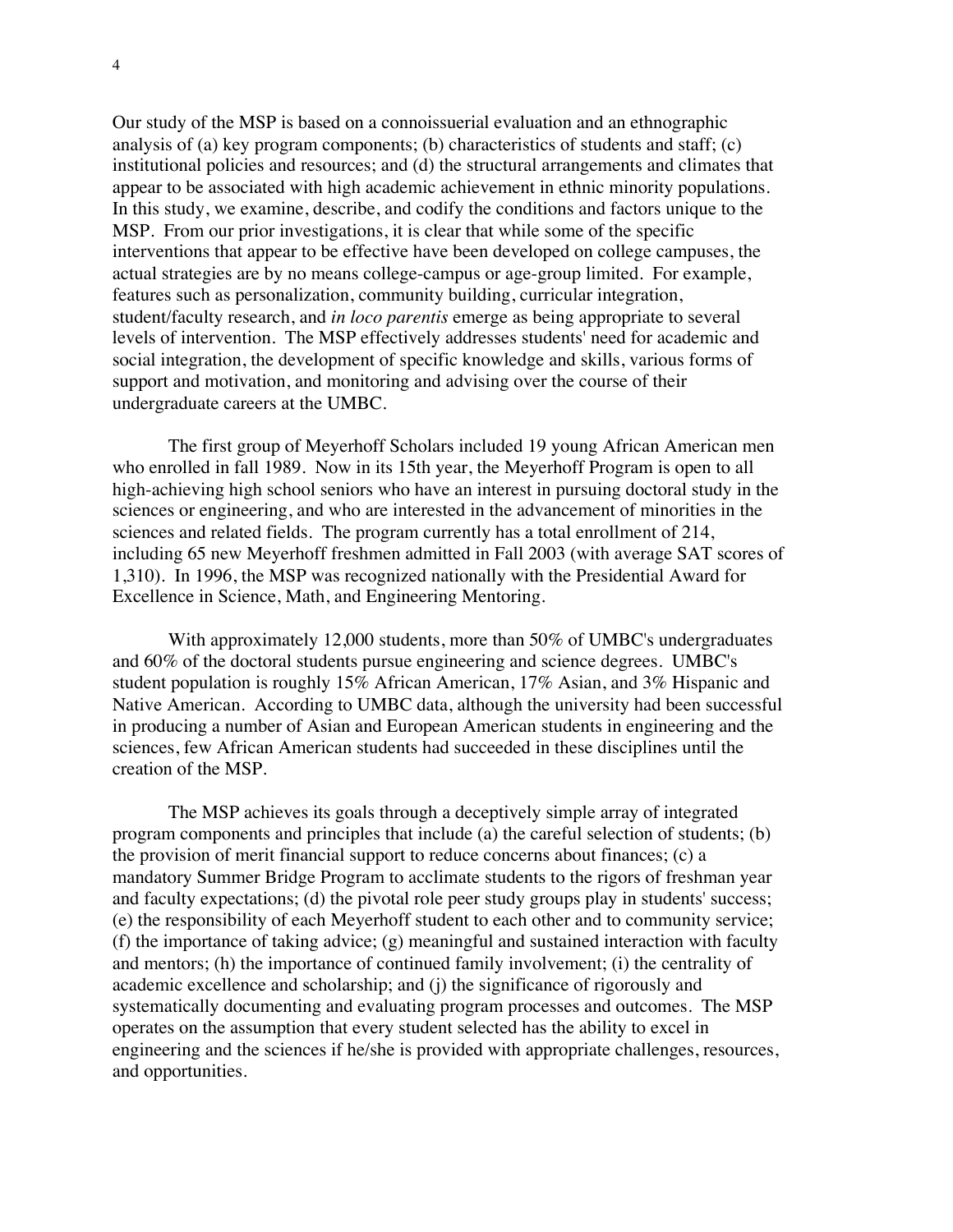Our study of the MSP is based on a connoissuerial evaluation and an ethnographic analysis of (a) key program components; (b) characteristics of students and staff; (c) institutional policies and resources; and (d) the structural arrangements and climates that appear to be associated with high academic achievement in ethnic minority populations. In this study, we examine, describe, and codify the conditions and factors unique to the MSP. From our prior investigations, it is clear that while some of the specific interventions that appear to be effective have been developed on college campuses, the actual strategies are by no means college-campus or age-group limited. For example, features such as personalization, community building, curricular integration, student/faculty research, and *in loco parentis* emerge as being appropriate to several levels of intervention. The MSP effectively addresses students' need for academic and social integration, the development of specific knowledge and skills, various forms of support and motivation, and monitoring and advising over the course of their undergraduate careers at the UMBC.

The first group of Meyerhoff Scholars included 19 young African American men who enrolled in fall 1989. Now in its 15th year, the Meyerhoff Program is open to all high-achieving high school seniors who have an interest in pursuing doctoral study in the sciences or engineering, and who are interested in the advancement of minorities in the sciences and related fields. The program currently has a total enrollment of 214, including 65 new Meyerhoff freshmen admitted in Fall 2003 (with average SAT scores of 1,310). In 1996, the MSP was recognized nationally with the Presidential Award for Excellence in Science, Math, and Engineering Mentoring.

With approximately 12,000 students, more than 50% of UMBC's undergraduates and 60% of the doctoral students pursue engineering and science degrees. UMBC's student population is roughly 15% African American, 17% Asian, and 3% Hispanic and Native American. According to UMBC data, although the university had been successful in producing a number of Asian and European American students in engineering and the sciences, few African American students had succeeded in these disciplines until the creation of the MSP.

The MSP achieves its goals through a deceptively simple array of integrated program components and principles that include (a) the careful selection of students; (b) the provision of merit financial support to reduce concerns about finances; (c) a mandatory Summer Bridge Program to acclimate students to the rigors of freshman year and faculty expectations; (d) the pivotal role peer study groups play in students' success; (e) the responsibility of each Meyerhoff student to each other and to community service; (f) the importance of taking advice; (g) meaningful and sustained interaction with faculty and mentors; (h) the importance of continued family involvement; (i) the centrality of academic excellence and scholarship; and (j) the significance of rigorously and systematically documenting and evaluating program processes and outcomes. The MSP operates on the assumption that every student selected has the ability to excel in engineering and the sciences if he/she is provided with appropriate challenges, resources, and opportunities.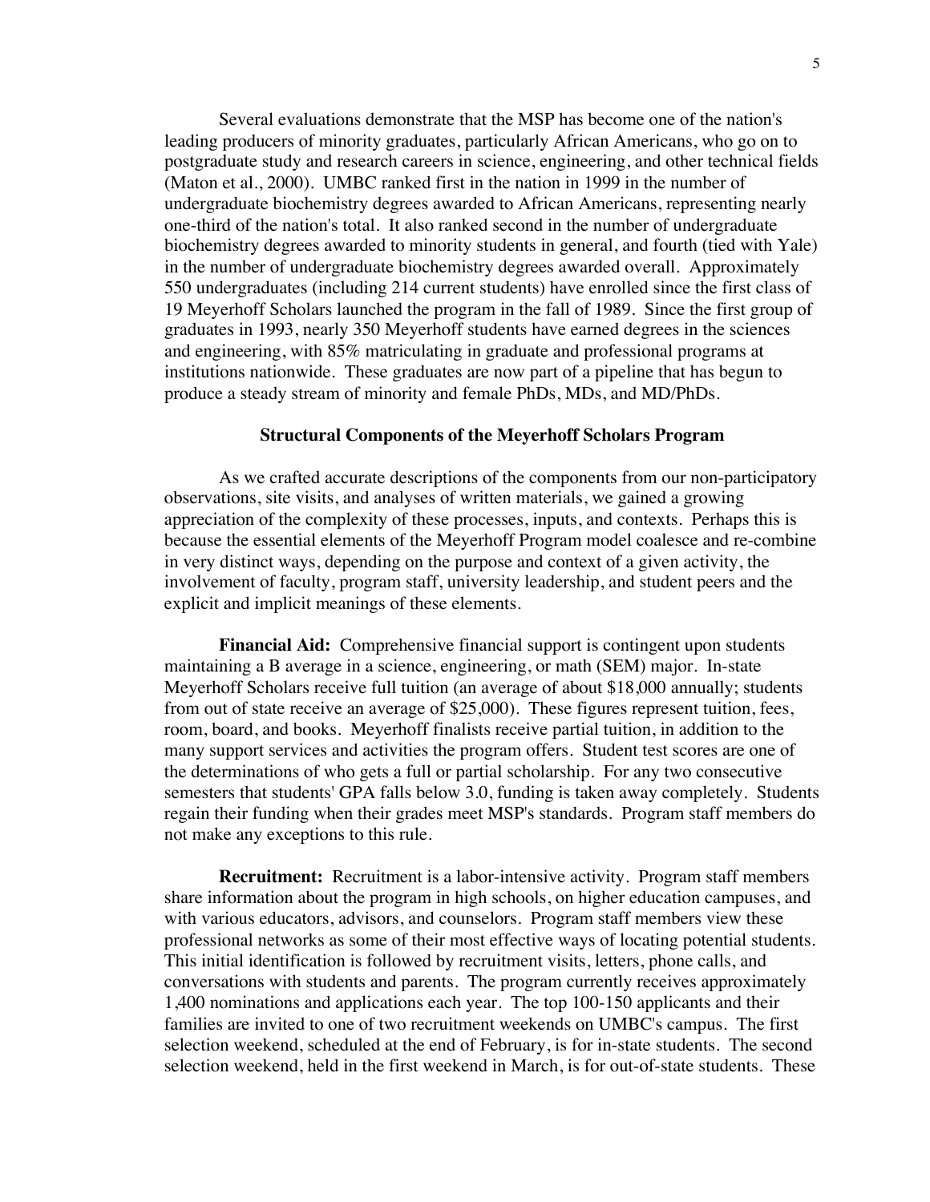Several evaluations demonstrate that the MSP has become one of the nation's leading producers of minority graduates, particularly African Americans, who go on to postgraduate study and research careers in science, engineering, and other technical fields (Maton et al., 2000). UMBC ranked first in the nation in 1999 in the number of undergraduate biochemistry degrees awarded to African Americans, representing nearly one-third of the nation's total. It also ranked second in the number of undergraduate biochemistry degrees awarded to minority students in general, and fourth (tied with Yale) in the number of undergraduate biochemistry degrees awarded overall. Approximately 550 undergraduates (including 214 current students) have enrolled since the first class of 19 Meyerhoff Scholars launched the program in the fall of 1989. Since the first group of graduates in 1993, nearly 350 Meyerhoff students have earned degrees in the sciences and engineering, with 85% matriculating in graduate and professional programs at institutions nationwide. These graduates are now part of a pipeline that has begun to produce a steady stream of minority and female PhDs, MDs, and MD/PhDs.

## Structural Components of the Meyerhoff Scholars Program

As we crafted accurate descriptions of the components from our non-participatory observations, site visits, and analyses of written materials, we gained a growing appreciation of the complexity of these processes, inputs, and contexts. Perhaps this is because the essential elements of the Meyerhoff Program model coalesce and re-combine in very distinct ways, depending on the purpose and context of a given activity, the involvement of faculty, program staff, university leadership, and student peers and the explicit and implicit meanings of these elements.

**Financial Aid:** Comprehensive financial support is contingent upon students maintaining a B average in a science, engineering, or math (SEM) major. In-state Meyerhoff Scholars receive full tuition (an average of about $18,000 annually; students from out of state receive an average of $25,000). These figures represent tuition, fees, room, board, and books. Meyerhoff finalists receive partial tuition, in addition to the many support services and activities the program offers. Student test scores are one of the determinations of who gets a full or partial scholarship. For any two consecutive semesters that students' GPA falls below 3.0, funding is taken away completely. Students regain their funding when their grades meet MSP's standards. Program staff members do not make any exceptions to this rule.

**Recruitment:** Recruitment is a labor-intensive activity. Program staff members share information about the program in high schools, on higher education campuses, and with various educators, advisors, and counselors. Program staff members view these professional networks as some of their most effective ways of locating potential students. This initial identification is followed by recruitment visits, letters, phone calls, and conversations with students and parents. The program currently receives approximately 1,400 nominations and applications each year. The top 100-150 applicants and their families are invited to one of two recruitment weekends on UMBC's campus. The first selection weekend, scheduled at the end of February, is for in-state students. The second selection weekend, held in the first weekend in March, is for out-of-state students. These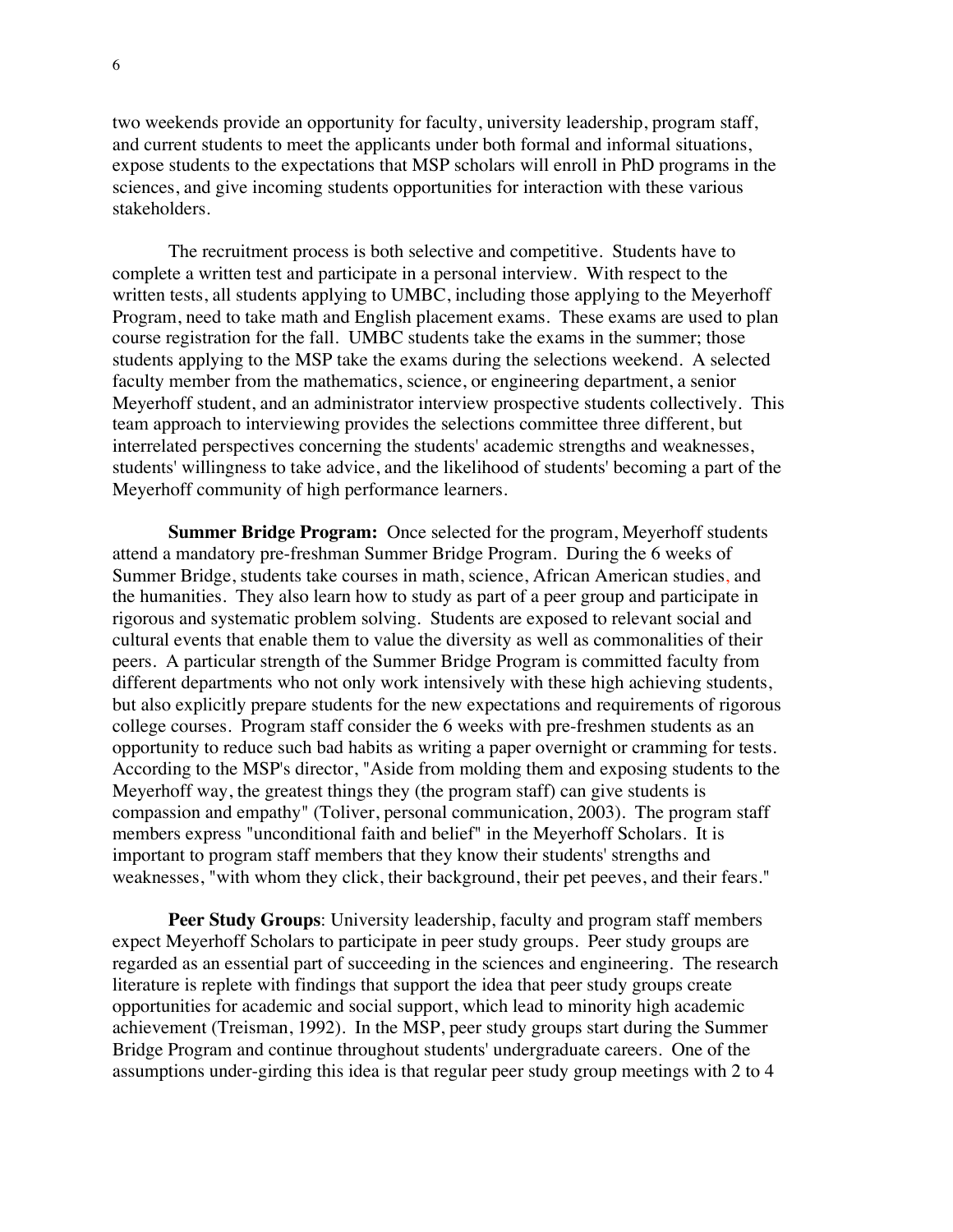two weekends provide an opportunity for faculty, university leadership, program staff, and current students to meet the applicants under both formal and informal situations, expose students to the expectations that MSP scholars will enroll in PhD programs in the sciences, and give incoming students opportunities for interaction with these various stakeholders.

The recruitment process is both selective and competitive. Students have to complete a written test and participate in a personal interview. With respect to the written tests, all students applying to UMBC, including those applying to the Meyerhoff Program, need to take math and English placement exams. These exams are used to plan course registration for the fall. UMBC students take the exams in the summer; those students applying to the MSP take the exams during the selections weekend. A selected faculty member from the mathematics, science, or engineering department, a senior Meyerhoff student, and an administrator interview prospective students collectively. This team approach to interviewing provides the selections committee three different, but interrelated perspectives concerning the students' academic strengths and weaknesses, students' willingness to take advice, and the likelihood of students' becoming a part of the Meyerhoff community of high performance learners.

**Summer Bridge Program:** Once selected for the program, Meyerhoff students attend a mandatory pre-freshman Summer Bridge Program. During the 6 weeks of Summer Bridge, students take courses in math, science, African American studies, and the humanities. They also learn how to study as part of a peer group and participate in rigorous and systematic problem solving. Students are exposed to relevant social and cultural events that enable them to value the diversity as well as commonalities of their peers. A particular strength of the Summer Bridge Program is committed faculty from different departments who not only work intensively with these high achieving students, but also explicitly prepare students for the new expectations and requirements of rigorous college courses. Program staff consider the 6 weeks with pre-freshmen students as an opportunity to reduce such bad habits as writing a paper overnight or cramming for tests. According to the MSP's director, "Aside from molding them and exposing students to the Meyerhoff way, the greatest things they (the program staff) can give students is compassion and empathy" (Toliver, personal communication, 2003). The program staff members express "unconditional faith and belief" in the Meyerhoff Scholars. It is important to program staff members that they know their students' strengths and weaknesses, "with whom they click, their background, their pet peeves, and their fears."

**Peer Study Groups**: University leadership, faculty and program staff members expect Meyerhoff Scholars to participate in peer study groups. Peer study groups are regarded as an essential part of succeeding in the sciences and engineering. The research literature is replete with findings that support the idea that peer study groups create opportunities for academic and social support, which lead to minority high academic achievement (Treisman, 1992). In the MSP, peer study groups start during the Summer Bridge Program and continue throughout students' undergraduate careers. One of the assumptions under-girding this idea is that regular peer study group meetings with 2 to 4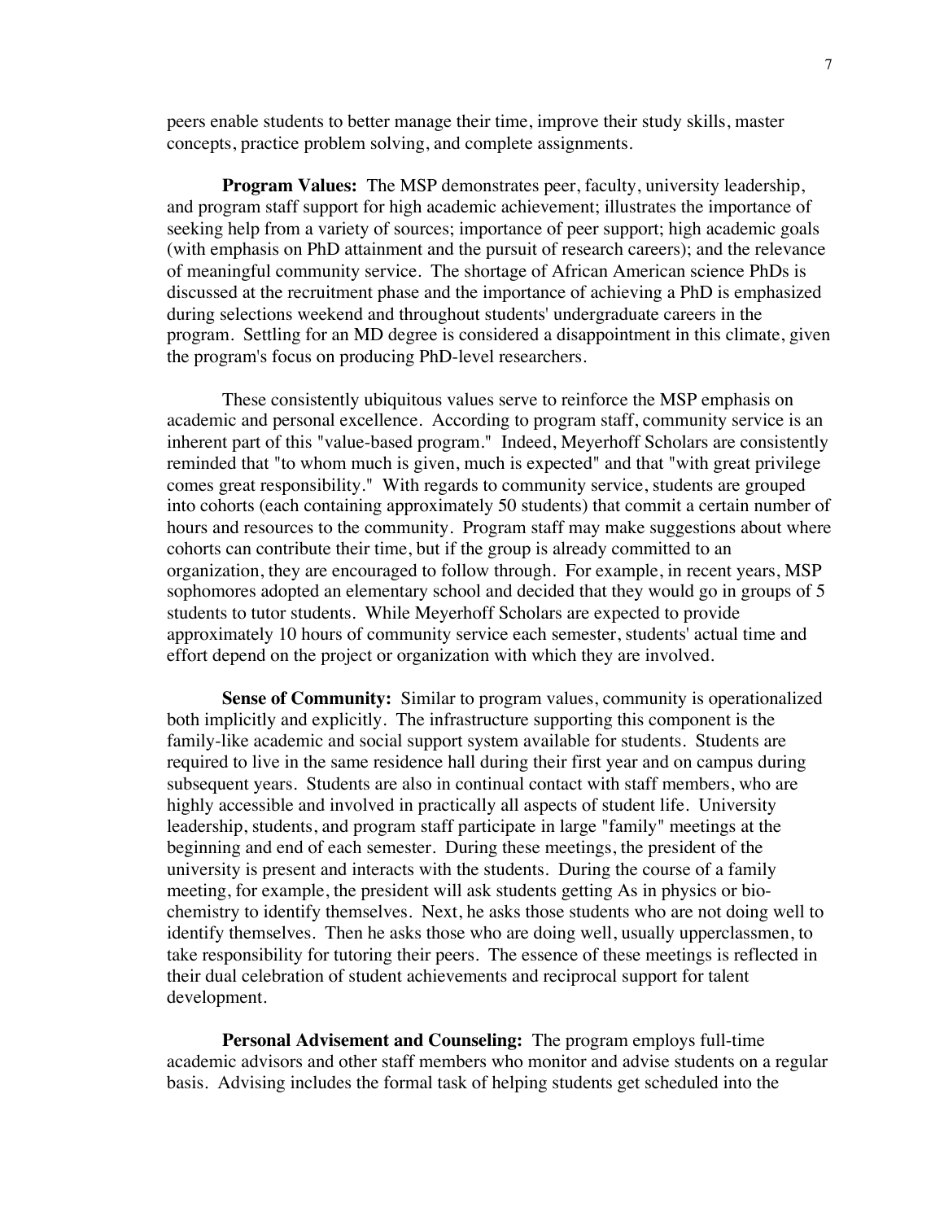peers enable students to better manage their time, improve their study skills, master concepts, practice problem solving, and complete assignments.

**Program Values:** The MSP demonstrates peer, faculty, university leadership, and program staff support for high academic achievement; illustrates the importance of seeking help from a variety of sources; importance of peer support; high academic goals (with emphasis on PhD attainment and the pursuit of research careers); and the relevance of meaningful community service. The shortage of African American science PhDs is discussed at the recruitment phase and the importance of achieving a PhD is emphasized during selections weekend and throughout students' undergraduate careers in the program. Settling for an MD degree is considered a disappointment in this climate, given the program's focus on producing PhD-level researchers.

These consistently ubiquitous values serve to reinforce the MSP emphasis on academic and personal excellence. According to program staff, community service is an inherent part of this "value-based program." Indeed, Meyerhoff Scholars are consistently reminded that "to whom much is given, much is expected" and that "with great privilege comes great responsibility." With regards to community service, students are grouped into cohorts (each containing approximately 50 students) that commit a certain number of hours and resources to the community. Program staff may make suggestions about where cohorts can contribute their time, but if the group is already committed to an organization, they are encouraged to follow through. For example, in recent years, MSP sophomores adopted an elementary school and decided that they would go in groups of 5 students to tutor students. While Meyerhoff Scholars are expected to provide approximately 10 hours of community service each semester, students' actual time and effort depend on the project or organization with which they are involved.

**Sense of Community:** Similar to program values, community is operationalized both implicitly and explicitly. The infrastructure supporting this component is the family-like academic and social support system available for students. Students are required to live in the same residence hall during their first year and on campus during subsequent years. Students are also in continual contact with staff members, who are highly accessible and involved in practically all aspects of student life. University leadership, students, and program staff participate in large "family" meetings at the beginning and end of each semester. During these meetings, the president of the university is present and interacts with the students. During the course of a family meeting, for example, the president will ask students getting As in physics or bio-chemistry to identify themselves. Next, he asks those students who are not doing well to identify themselves. Then he asks those who are doing well, usually upperclassmen, to take responsibility for tutoring their peers. The essence of these meetings is reflected in their dual celebration of student achievements and reciprocal support for talent development.

**Personal Advisement and Counseling:** The program employs full-time academic advisors and other staff members who monitor and advise students on a regular basis. Advising includes the formal task of helping students get scheduled into the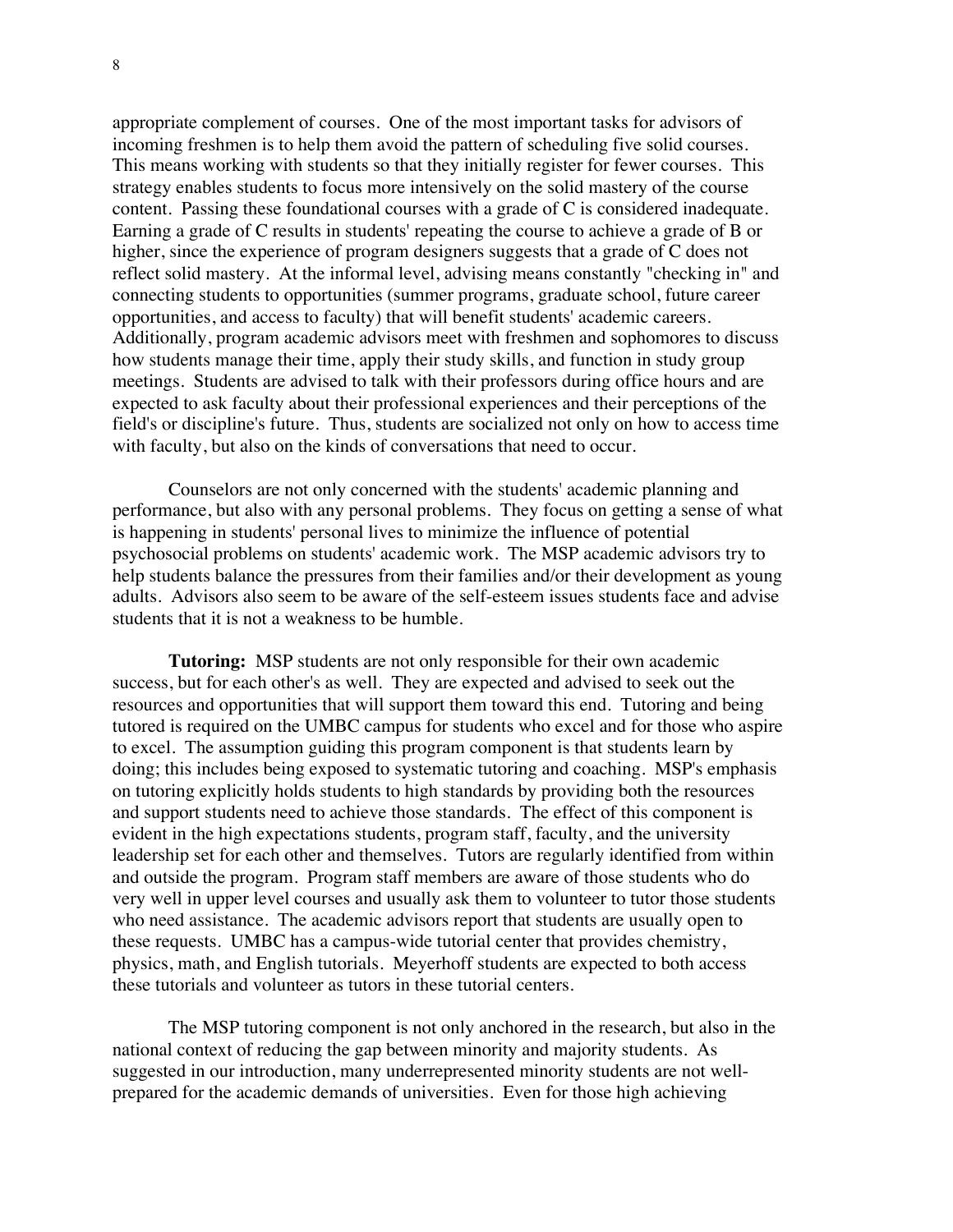appropriate complement of courses. One of the most important tasks for advisors of incoming freshmen is to help them avoid the pattern of scheduling five solid courses. This means working with students so that they initially register for fewer courses. This strategy enables students to focus more intensively on the solid mastery of the course content. Passing these foundational courses with a grade of C is considered inadequate. Earning a grade of C results in students' repeating the course to achieve a grade of B or higher, since the experience of program designers suggests that a grade of C does not reflect solid mastery. At the informal level, advising means constantly "checking in" and connecting students to opportunities (summer programs, graduate school, future career opportunities, and access to faculty) that will benefit students' academic careers. Additionally, program academic advisors meet with freshmen and sophomores to discuss how students manage their time, apply their study skills, and function in study group meetings. Students are advised to talk with their professors during office hours and are expected to ask faculty about their professional experiences and their perceptions of the field's or discipline's future. Thus, students are socialized not only on how to access time with faculty, but also on the kinds of conversations that need to occur.

Counselors are not only concerned with the students' academic planning and performance, but also with any personal problems. They focus on getting a sense of what is happening in students' personal lives to minimize the influence of potential psychosocial problems on students' academic work. The MSP academic advisors try to help students balance the pressures from their families and/or their development as young adults. Advisors also seem to be aware of the self-esteem issues students face and advise students that it is not a weakness to be humble.

**Tutoring:** MSP students are not only responsible for their own academic success, but for each other's as well. They are expected and advised to seek out the resources and opportunities that will support them toward this end. Tutoring and being tutored is required on the UMBC campus for students who excel and for those who aspire to excel. The assumption guiding this program component is that students learn by doing; this includes being exposed to systematic tutoring and coaching. MSP's emphasis on tutoring explicitly holds students to high standards by providing both the resources and support students need to achieve those standards. The effect of this component is evident in the high expectations students, program staff, faculty, and the university leadership set for each other and themselves. Tutors are regularly identified from within and outside the program. Program staff members are aware of those students who do very well in upper level courses and usually ask them to volunteer to tutor those students who need assistance. The academic advisors report that students are usually open to these requests. UMBC has a campus-wide tutorial center that provides chemistry, physics, math, and English tutorials. Meyerhoff students are expected to both access these tutorials and volunteer as tutors in these tutorial centers.

The MSP tutoring component is not only anchored in the research, but also in the national context of reducing the gap between minority and majority students. As suggested in our introduction, many underrepresented minority students are not well-prepared for the academic demands of universities. Even for those high achieving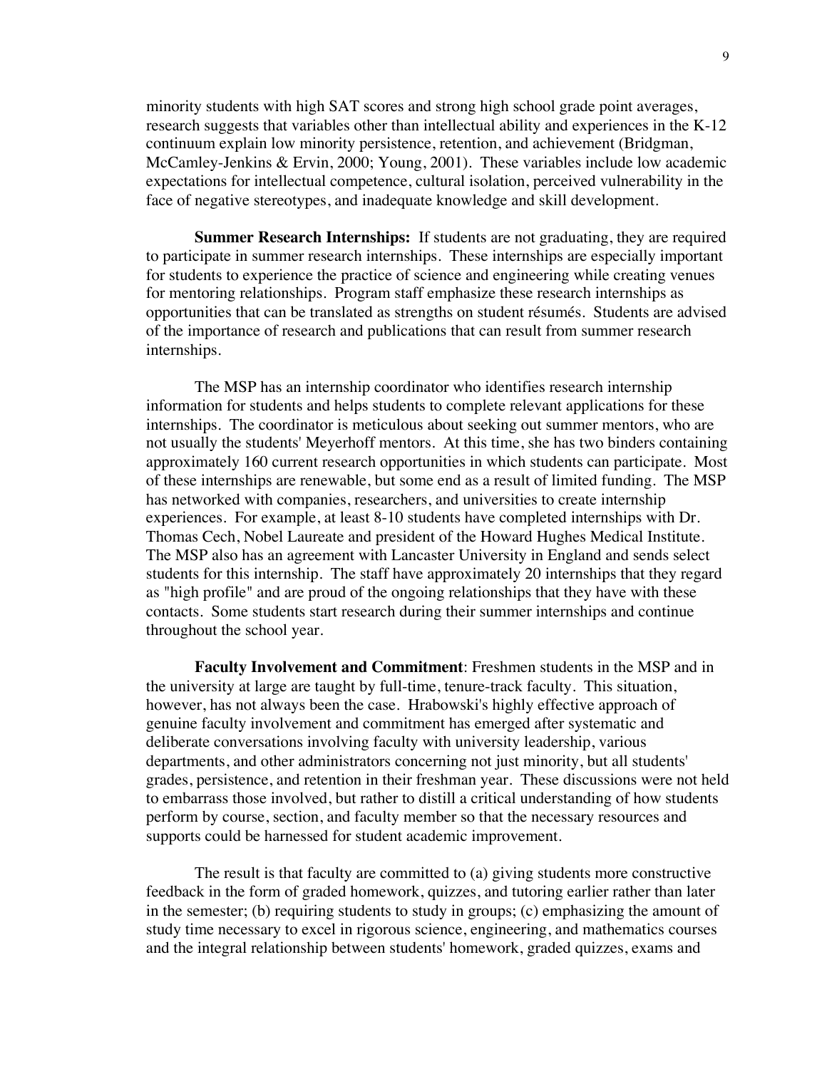minority students with high SAT scores and strong high school grade point averages, research suggests that variables other than intellectual ability and experiences in the K-12 continuum explain low minority persistence, retention, and achievement (Bridgman, McCamley-Jenkins & Ervin, 2000; Young, 2001). These variables include low academic expectations for intellectual competence, cultural isolation, perceived vulnerability in the face of negative stereotypes, and inadequate knowledge and skill development.

**Summer Research Internships:** If students are not graduating, they are required to participate in summer research internships. These internships are especially important for students to experience the practice of science and engineering while creating venues for mentoring relationships. Program staff emphasize these research internships as opportunities that can be translated as strengths on student résumés. Students are advised of the importance of research and publications that can result from summer research internships.

The MSP has an internship coordinator who identifies research internship information for students and helps students to complete relevant applications for these internships. The coordinator is meticulous about seeking out summer mentors, who are not usually the students' Meyerhoff mentors. At this time, she has two binders containing approximately 160 current research opportunities in which students can participate. Most of these internships are renewable, but some end as a result of limited funding. The MSP has networked with companies, researchers, and universities to create internship experiences. For example, at least 8-10 students have completed internships with Dr. Thomas Cech, Nobel Laureate and president of the Howard Hughes Medical Institute. The MSP also has an agreement with Lancaster University in England and sends select students for this internship. The staff have approximately 20 internships that they regard as "high profile" and are proud of the ongoing relationships that they have with these contacts. Some students start research during their summer internships and continue throughout the school year.

**Faculty Involvement and Commitment**: Freshmen students in the MSP and in the university at large are taught by full-time, tenure-track faculty. This situation, however, has not always been the case. Hrabowski's highly effective approach of genuine faculty involvement and commitment has emerged after systematic and deliberate conversations involving faculty with university leadership, various departments, and other administrators concerning not just minority, but all students' grades, persistence, and retention in their freshman year. These discussions were not held to embarrass those involved, but rather to distill a critical understanding of how students perform by course, section, and faculty member so that the necessary resources and supports could be harnessed for student academic improvement.

The result is that faculty are committed to (a) giving students more constructive feedback in the form of graded homework, quizzes, and tutoring earlier rather than later in the semester; (b) requiring students to study in groups; (c) emphasizing the amount of study time necessary to excel in rigorous science, engineering, and mathematics courses and the integral relationship between students' homework, graded quizzes, exams and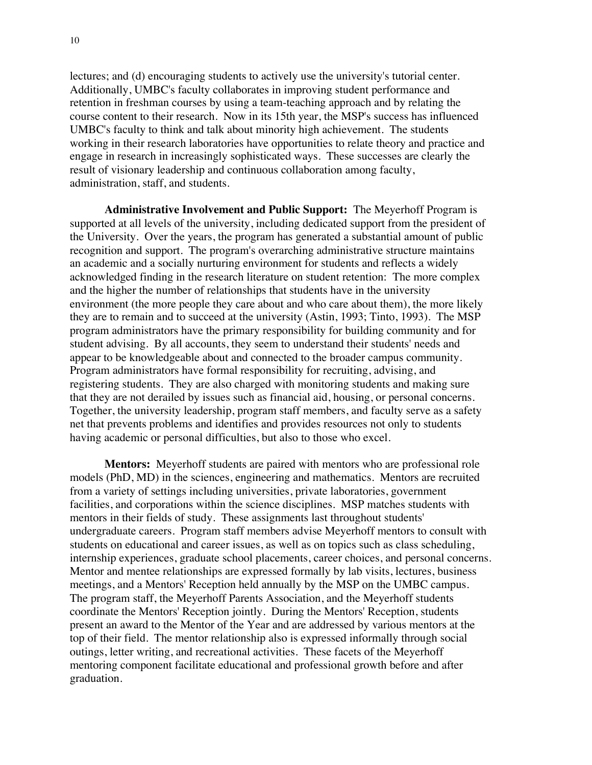lectures; and (d) encouraging students to actively use the university's tutorial center. Additionally, UMBC's faculty collaborates in improving student performance and retention in freshman courses by using a team-teaching approach and by relating the course content to their research. Now in its 15th year, the MSP's success has influenced UMBC's faculty to think and talk about minority high achievement. The students working in their research laboratories have opportunities to relate theory and practice and engage in research in increasingly sophisticated ways. These successes are clearly the result of visionary leadership and continuous collaboration among faculty, administration, staff, and students.

**Administrative Involvement and Public Support:** The Meyerhoff Program is supported at all levels of the university, including dedicated support from the president of the University. Over the years, the program has generated a substantial amount of public recognition and support. The program's overarching administrative structure maintains an academic and a socially nurturing environment for students and reflects a widely acknowledged finding in the research literature on student retention: The more complex and the higher the number of relationships that students have in the university environment (the more people they care about and who care about them), the more likely they are to remain and to succeed at the university (Astin, 1993; Tinto, 1993). The MSP program administrators have the primary responsibility for building community and for student advising. By all accounts, they seem to understand their students' needs and appear to be knowledgeable about and connected to the broader campus community. Program administrators have formal responsibility for recruiting, advising, and registering students. They are also charged with monitoring students and making sure that they are not derailed by issues such as financial aid, housing, or personal concerns. Together, the university leadership, program staff members, and faculty serve as a safety net that prevents problems and identifies and provides resources not only to students having academic or personal difficulties, but also to those who excel.

**Mentors:** Meyerhoff students are paired with mentors who are professional role models (PhD, MD) in the sciences, engineering and mathematics. Mentors are recruited from a variety of settings including universities, private laboratories, government facilities, and corporations within the science disciplines. MSP matches students with mentors in their fields of study. These assignments last throughout students' undergraduate careers. Program staff members advise Meyerhoff mentors to consult with students on educational and career issues, as well as on topics such as class scheduling, internship experiences, graduate school placements, career choices, and personal concerns. Mentor and mentee relationships are expressed formally by lab visits, lectures, business meetings, and a Mentors' Reception held annually by the MSP on the UMBC campus. The program staff, the Meyerhoff Parents Association, and the Meyerhoff students coordinate the Mentors' Reception jointly. During the Mentors' Reception, students present an award to the Mentor of the Year and are addressed by various mentors at the top of their field. The mentor relationship also is expressed informally through social outings, letter writing, and recreational activities. These facets of the Meyerhoff mentoring component facilitate educational and professional growth before and after graduation.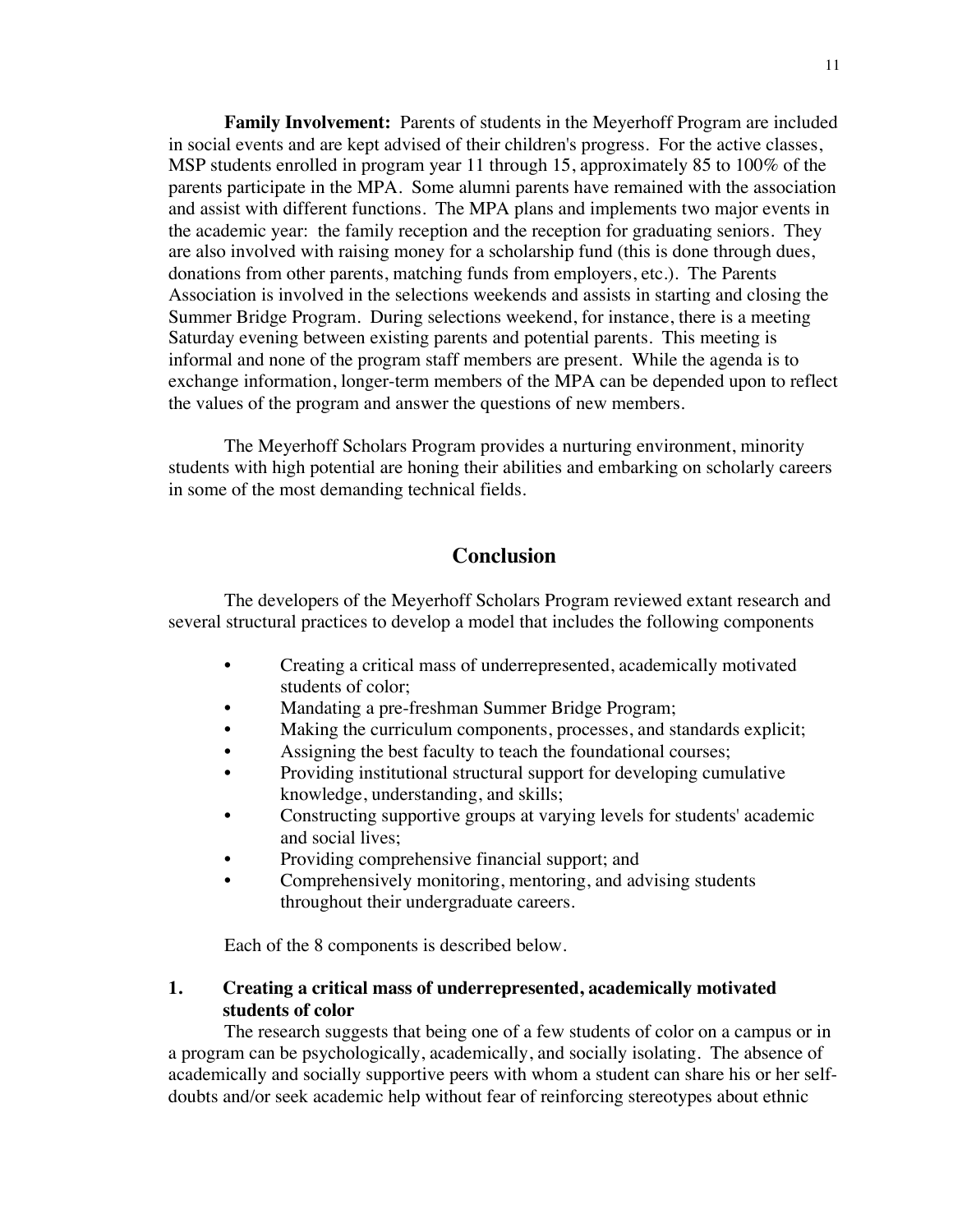**Family Involvement:** Parents of students in the Meyerhoff Program are included in social events and are kept advised of their children's progress. For the active classes, MSP students enrolled in program year 11 through 15, approximately 85 to 100% of the parents participate in the MPA. Some alumni parents have remained with the association and assist with different functions. The MPA plans and implements two major events in the academic year: the family reception and the reception for graduating seniors. They are also involved with raising money for a scholarship fund (this is done through dues, donations from other parents, matching funds from employers, etc.). The Parents Association is involved in the selections weekends and assists in starting and closing the Summer Bridge Program. During selections weekend, for instance, there is a meeting Saturday evening between existing parents and potential parents. This meeting is informal and none of the program staff members are present. While the agenda is to exchange information, longer-term members of the MPA can be depended upon to reflect the values of the program and answer the questions of new members.

The Meyerhoff Scholars Program provides a nurturing environment, minority students with high potential are honing their abilities and embarking on scholarly careers in some of the most demanding technical fields.

## Conclusion

The developers of the Meyerhoff Scholars Program reviewed extant research and several structural practices to develop a model that includes the following components

- Creating a critical mass of underrepresented, academically motivated students of color;
- Mandating a pre-freshman Summer Bridge Program;
- Making the curriculum components, processes, and standards explicit;
- Assigning the best faculty to teach the foundational courses;
- Providing institutional structural support for developing cumulative knowledge, understanding, and skills;
- Constructing supportive groups at varying levels for students' academic and social lives;
- Providing comprehensive financial support; and
- Comprehensively monitoring, mentoring, and advising students throughout their undergraduate careers.

Each of the 8 components is described below.

### 1. Creating a critical mass of underrepresented, academically motivated students of color

The research suggests that being one of a few students of color on a campus or in a program can be psychologically, academically, and socially isolating. The absence of academically and socially supportive peers with whom a student can share his or her self-doubts and/or seek academic help without fear of reinforcing stereotypes about ethnic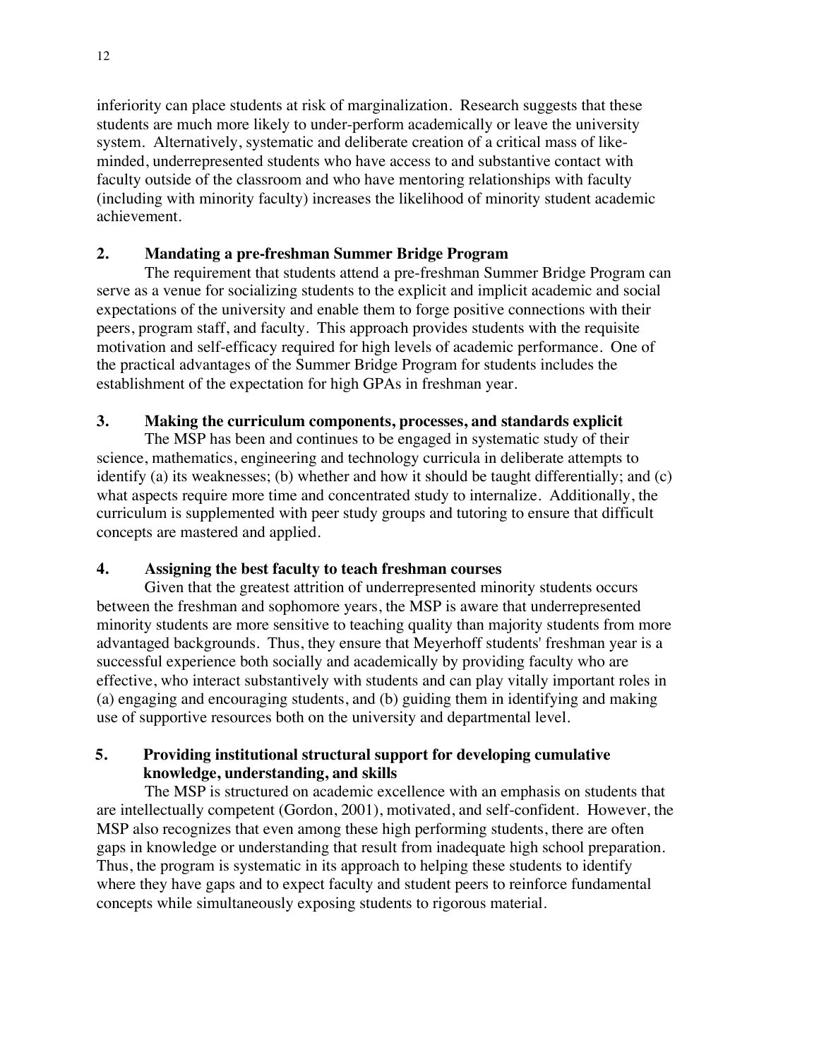inferiority can place students at risk of marginalization. Research suggests that these students are much more likely to under-perform academically or leave the university system. Alternatively, systematic and deliberate creation of a critical mass of like-minded, underrepresented students who have access to and substantive contact with faculty outside of the classroom and who have mentoring relationships with faculty (including with minority faculty) increases the likelihood of minority student academic achievement.

**2. Mandating a pre-freshman Summer Bridge Program**

The requirement that students attend a pre-freshman Summer Bridge Program can serve as a venue for socializing students to the explicit and implicit academic and social expectations of the university and enable them to forge positive connections with their peers, program staff, and faculty. This approach provides students with the requisite motivation and self-efficacy required for high levels of academic performance. One of the practical advantages of the Summer Bridge Program for students includes the establishment of the expectation for high GPAs in freshman year.

**3. Making the curriculum components, processes, and standards explicit**

The MSP has been and continues to be engaged in systematic study of their science, mathematics, engineering and technology curricula in deliberate attempts to identify (a) its weaknesses; (b) whether and how it should be taught differentially; and (c) what aspects require more time and concentrated study to internalize. Additionally, the curriculum is supplemented with peer study groups and tutoring to ensure that difficult concepts are mastered and applied.

**4. Assigning the best faculty to teach freshman courses**

Given that the greatest attrition of underrepresented minority students occurs between the freshman and sophomore years, the MSP is aware that underrepresented minority students are more sensitive to teaching quality than majority students from more advantaged backgrounds. Thus, they ensure that Meyerhoff students' freshman year is a successful experience both socially and academically by providing faculty who are effective, who interact substantively with students and can play vitally important roles in (a) engaging and encouraging students, and (b) guiding them in identifying and making use of supportive resources both on the university and departmental level.

**5. Providing institutional structural support for developing cumulative knowledge, understanding, and skills**

The MSP is structured on academic excellence with an emphasis on students that are intellectually competent (Gordon, 2001), motivated, and self-confident. However, the MSP also recognizes that even among these high performing students, there are often gaps in knowledge or understanding that result from inadequate high school preparation. Thus, the program is systematic in its approach to helping these students to identify where they have gaps and to expect faculty and student peers to reinforce fundamental concepts while simultaneously exposing students to rigorous material.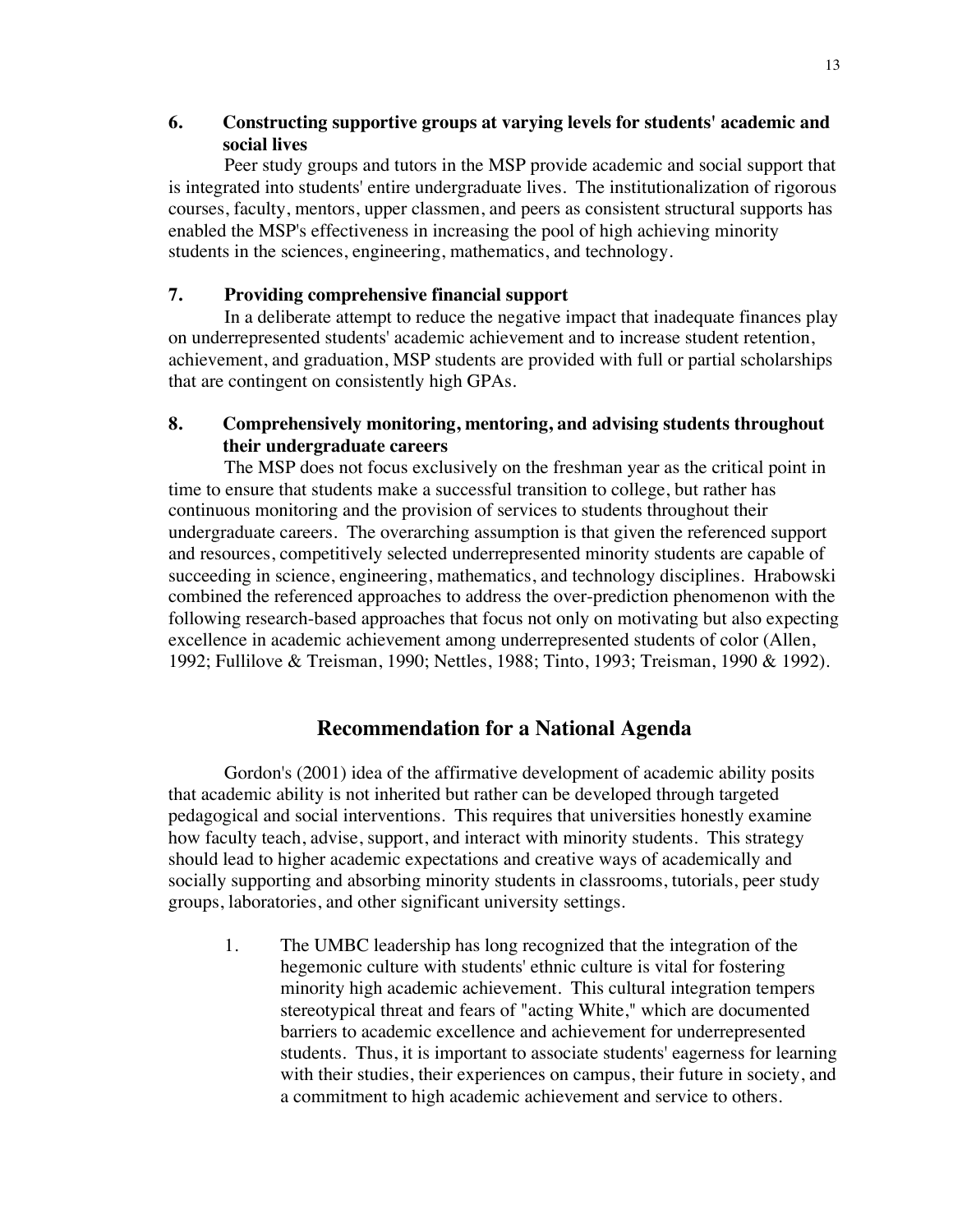**6. Constructing supportive groups at varying levels for students' academic and social lives**

Peer study groups and tutors in the MSP provide academic and social support that is integrated into students' entire undergraduate lives. The institutionalization of rigorous courses, faculty, mentors, upper classmen, and peers as consistent structural supports has enabled the MSP's effectiveness in increasing the pool of high achieving minority students in the sciences, engineering, mathematics, and technology.

**7. Providing comprehensive financial support**

In a deliberate attempt to reduce the negative impact that inadequate finances play on underrepresented students' academic achievement and to increase student retention, achievement, and graduation, MSP students are provided with full or partial scholarships that are contingent on consistently high GPAs.

**8. Comprehensively monitoring, mentoring, and advising students throughout their undergraduate careers**

The MSP does not focus exclusively on the freshman year as the critical point in time to ensure that students make a successful transition to college, but rather has continuous monitoring and the provision of services to students throughout their undergraduate careers. The overarching assumption is that given the referenced support and resources, competitively selected underrepresented minority students are capable of succeeding in science, engineering, mathematics, and technology disciplines. Hrabowski combined the referenced approaches to address the over-prediction phenomenon with the following research-based approaches that focus not only on motivating but also expecting excellence in academic achievement among underrepresented students of color (Allen, 1992; Fullilove & Treisman, 1990; Nettles, 1988; Tinto, 1993; Treisman, 1990 & 1992).

## Recommendation for a National Agenda

Gordon's (2001) idea of the affirmative development of academic ability posits that academic ability is not inherited but rather can be developed through targeted pedagogical and social interventions. This requires that universities honestly examine how faculty teach, advise, support, and interact with minority students. This strategy should lead to higher academic expectations and creative ways of academically and socially supporting and absorbing minority students in classrooms, tutorials, peer study groups, laboratories, and other significant university settings.

1. The UMBC leadership has long recognized that the integration of the hegemonic culture with students' ethnic culture is vital for fostering minority high academic achievement. This cultural integration tempers stereotypical threat and fears of "acting White," which are documented barriers to academic excellence and achievement for underrepresented students. Thus, it is important to associate students' eagerness for learning with their studies, their experiences on campus, their future in society, and a commitment to high academic achievement and service to others.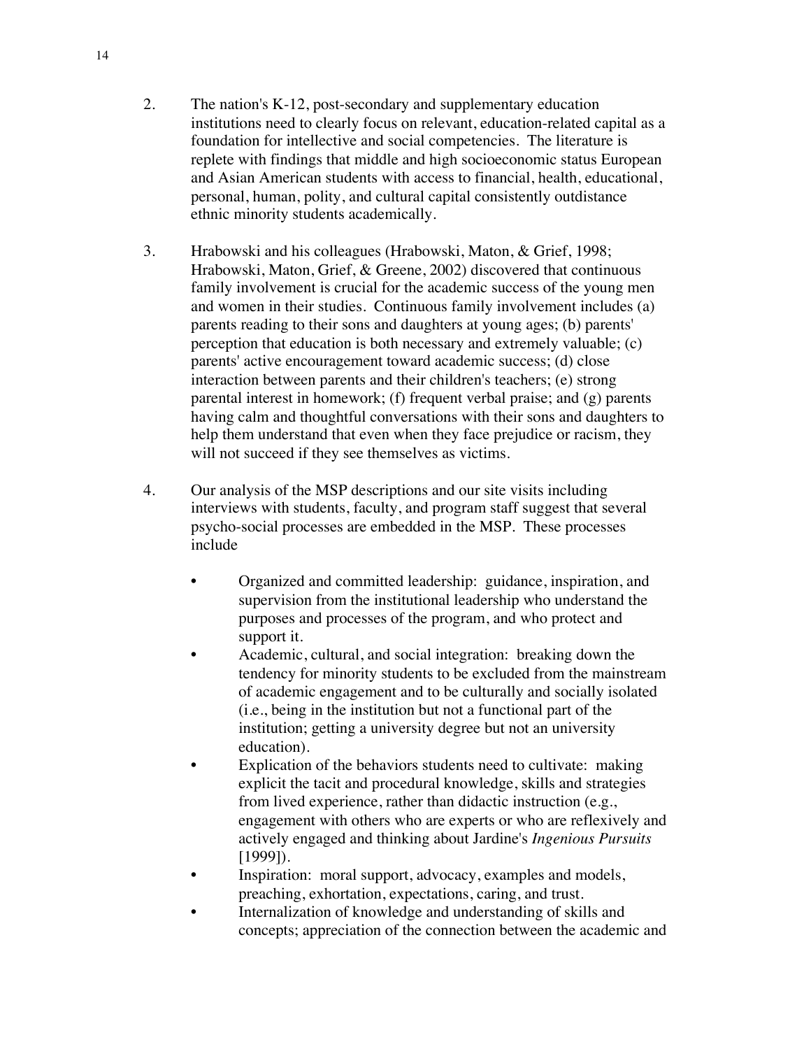2. The nation's K-12, post-secondary and supplementary education institutions need to clearly focus on relevant, education-related capital as a foundation for intellective and social competencies. The literature is replete with findings that middle and high socioeconomic status European and Asian American students with access to financial, health, educational, personal, human, polity, and cultural capital consistently outdistance ethnic minority students academically.

3. Hrabowski and his colleagues (Hrabowski, Maton, & Grief, 1998; Hrabowski, Maton, Grief, & Greene, 2002) discovered that continuous family involvement is crucial for the academic success of the young men and women in their studies. Continuous family involvement includes (a) parents reading to their sons and daughters at young ages; (b) parents' perception that education is both necessary and extremely valuable; (c) parents' active encouragement toward academic success; (d) close interaction between parents and their children's teachers; (e) strong parental interest in homework; (f) frequent verbal praise; and (g) parents having calm and thoughtful conversations with their sons and daughters to help them understand that even when they face prejudice or racism, they will not succeed if they see themselves as victims.

4. Our analysis of the MSP descriptions and our site visits including interviews with students, faculty, and program staff suggest that several psycho-social processes are embedded in the MSP. These processes include

   - Organized and committed leadership: guidance, inspiration, and supervision from the institutional leadership who understand the purposes and processes of the program, and who protect and support it.
   - Academic, cultural, and social integration: breaking down the tendency for minority students to be excluded from the mainstream of academic engagement and to be culturally and socially isolated (i.e., being in the institution but not a functional part of the institution; getting a university degree but not an university education).
   - Explication of the behaviors students need to cultivate: making explicit the tacit and procedural knowledge, skills and strategies from lived experience, rather than didactic instruction (e.g., engagement with others who are experts or who are reflexively and actively engaged and thinking about Jardine's *Ingenious Pursuits* [1999]).
   - Inspiration: moral support, advocacy, examples and models, preaching, exhortation, expectations, caring, and trust.
   - Internalization of knowledge and understanding of skills and concepts; appreciation of the connection between the academic and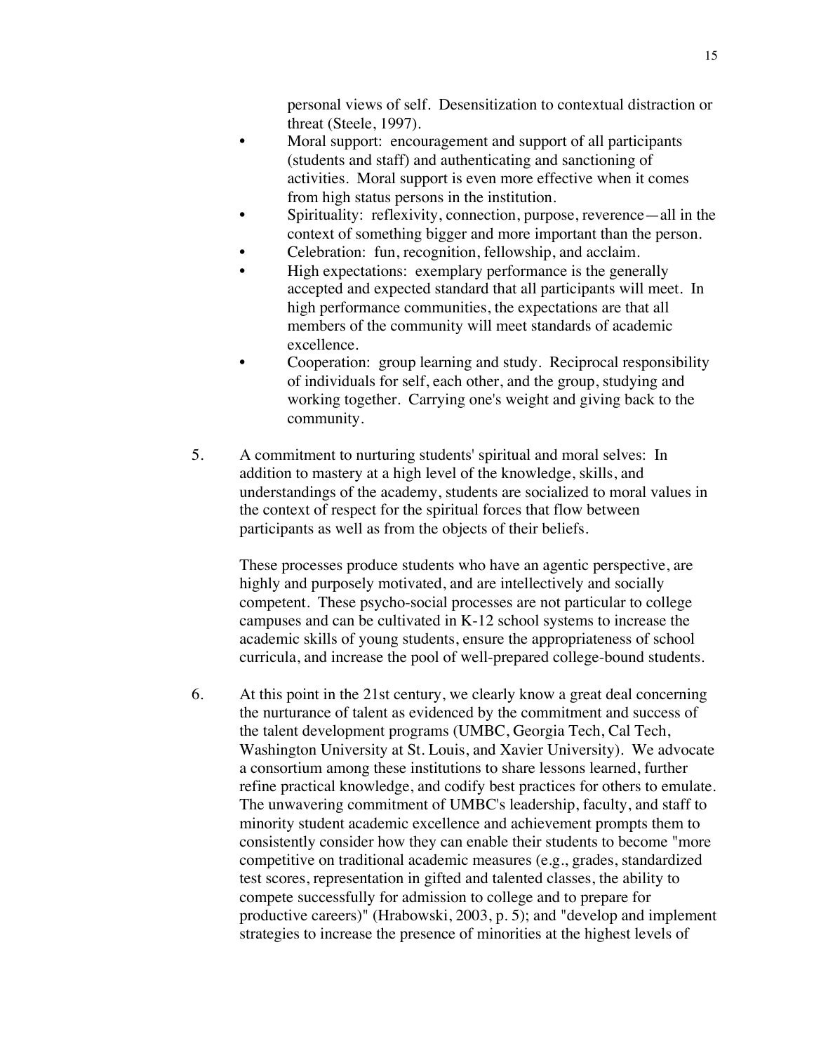personal views of self. Desensitization to contextual distraction or threat (Steele, 1997).

- Moral support: encouragement and support of all participants (students and staff) and authenticating and sanctioning of activities. Moral support is even more effective when it comes from high status persons in the institution.
- Spirituality: reflexivity, connection, purpose, reverence—all in the context of something bigger and more important than the person.
- Celebration: fun, recognition, fellowship, and acclaim.
- High expectations: exemplary performance is the generally accepted and expected standard that all participants will meet. In high performance communities, the expectations are that all members of the community will meet standards of academic excellence.
- Cooperation: group learning and study. Reciprocal responsibility of individuals for self, each other, and the group, studying and working together. Carrying one's weight and giving back to the community.

5. A commitment to nurturing students' spiritual and moral selves: In addition to mastery at a high level of the knowledge, skills, and understandings of the academy, students are socialized to moral values in the context of respect for the spiritual forces that flow between participants as well as from the objects of their beliefs.

   These processes produce students who have an agentic perspective, are highly and purposely motivated, and are intellectively and socially competent. These psycho-social processes are not particular to college campuses and can be cultivated in K-12 school systems to increase the academic skills of young students, ensure the appropriateness of school curricula, and increase the pool of well-prepared college-bound students.

6. At this point in the 21st century, we clearly know a great deal concerning the nurturance of talent as evidenced by the commitment and success of the talent development programs (UMBC, Georgia Tech, Cal Tech, Washington University at St. Louis, and Xavier University). We advocate a consortium among these institutions to share lessons learned, further refine practical knowledge, and codify best practices for others to emulate. The unwavering commitment of UMBC's leadership, faculty, and staff to minority student academic excellence and achievement prompts them to consistently consider how they can enable their students to become "more competitive on traditional academic measures (e.g., grades, standardized test scores, representation in gifted and talented classes, the ability to compete successfully for admission to college and to prepare for productive careers)" (Hrabowski, 2003, p. 5); and "develop and implement strategies to increase the presence of minorities at the highest levels of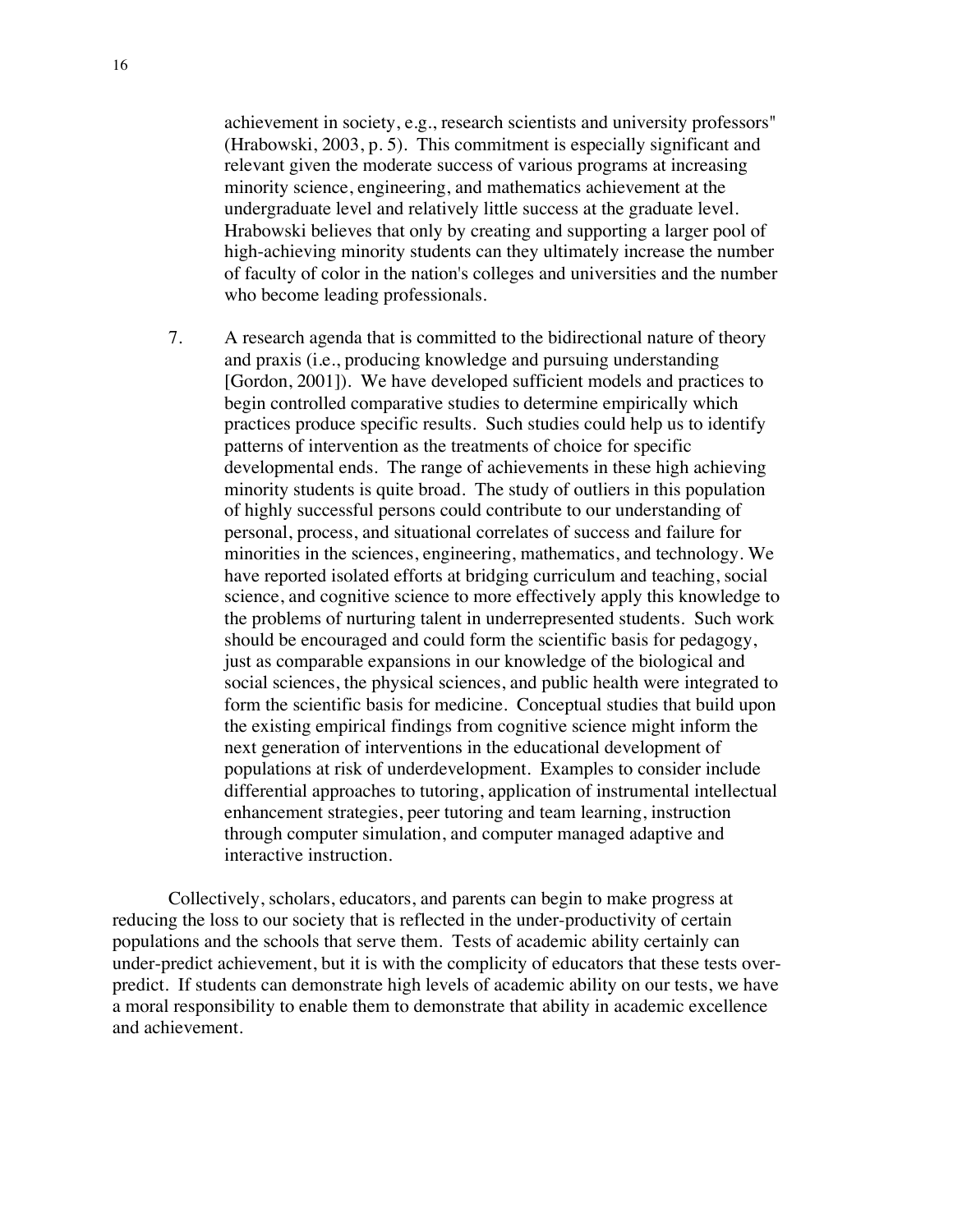achievement in society, e.g., research scientists and university professors" (Hrabowski, 2003, p. 5). This commitment is especially significant and relevant given the moderate success of various programs at increasing minority science, engineering, and mathematics achievement at the undergraduate level and relatively little success at the graduate level. Hrabowski believes that only by creating and supporting a larger pool of high-achieving minority students can they ultimately increase the number of faculty of color in the nation's colleges and universities and the number who become leading professionals.

7. A research agenda that is committed to the bidirectional nature of theory and praxis (i.e., producing knowledge and pursuing understanding [Gordon, 2001]). We have developed sufficient models and practices to begin controlled comparative studies to determine empirically which practices produce specific results. Such studies could help us to identify patterns of intervention as the treatments of choice for specific developmental ends. The range of achievements in these high achieving minority students is quite broad. The study of outliers in this population of highly successful persons could contribute to our understanding of personal, process, and situational correlates of success and failure for minorities in the sciences, engineering, mathematics, and technology. We have reported isolated efforts at bridging curriculum and teaching, social science, and cognitive science to more effectively apply this knowledge to the problems of nurturing talent in underrepresented students. Such work should be encouraged and could form the scientific basis for pedagogy, just as comparable expansions in our knowledge of the biological and social sciences, the physical sciences, and public health were integrated to form the scientific basis for medicine. Conceptual studies that build upon the existing empirical findings from cognitive science might inform the next generation of interventions in the educational development of populations at risk of underdevelopment. Examples to consider include differential approaches to tutoring, application of instrumental intellectual enhancement strategies, peer tutoring and team learning, instruction through computer simulation, and computer managed adaptive and interactive instruction.

Collectively, scholars, educators, and parents can begin to make progress at reducing the loss to our society that is reflected in the under-productivity of certain populations and the schools that serve them. Tests of academic ability certainly can under-predict achievement, but it is with the complicity of educators that these tests over-predict. If students can demonstrate high levels of academic ability on our tests, we have a moral responsibility to enable them to demonstrate that ability in academic excellence and achievement.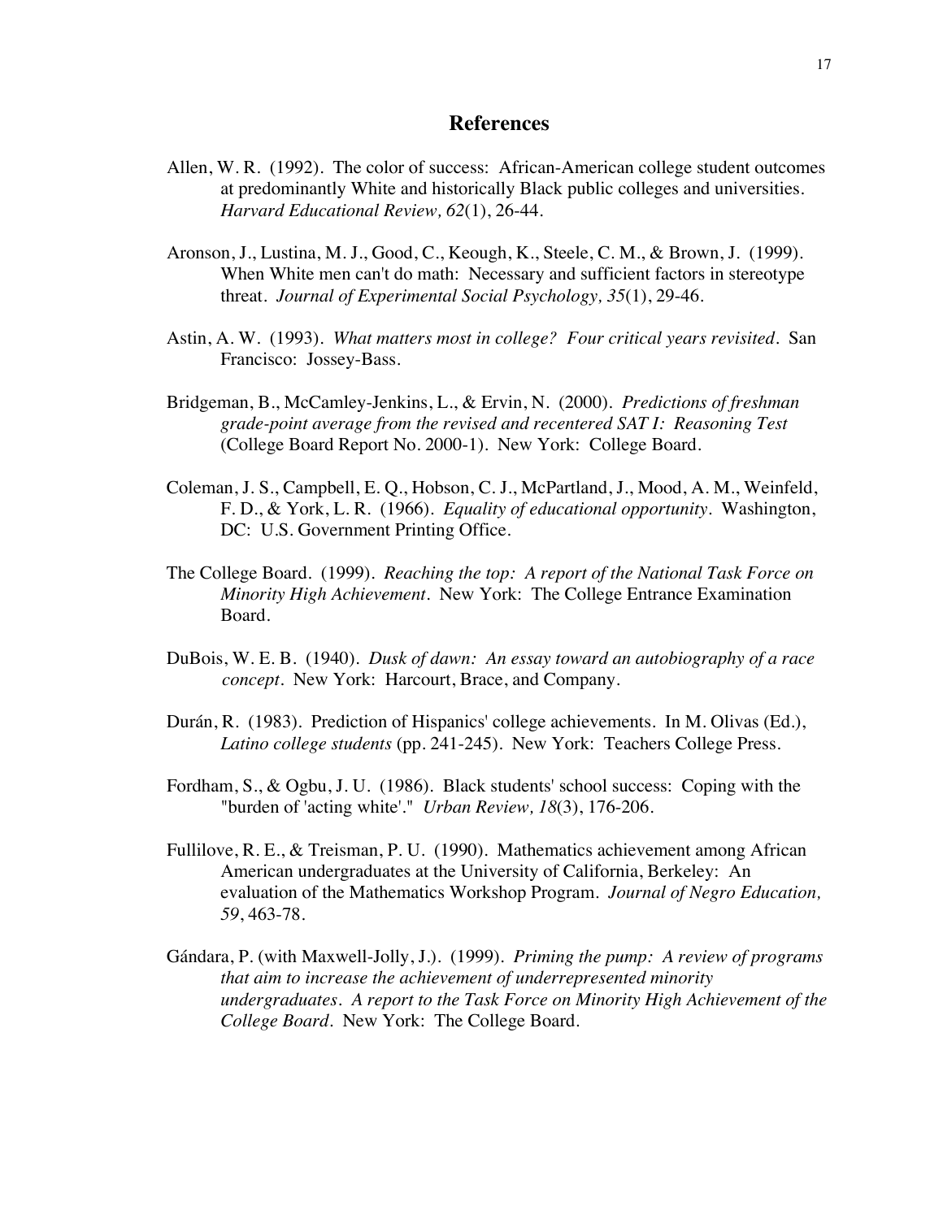# References

Allen, W. R. (1992). The color of success: African-American college student outcomes at predominantly White and historically Black public colleges and universities. *Harvard Educational Review, 62*(1), 26-44.

Aronson, J., Lustina, M. J., Good, C., Keough, K., Steele, C. M., & Brown, J. (1999). When White men can't do math: Necessary and sufficient factors in stereotype threat. *Journal of Experimental Social Psychology, 35*(1), 29-46.

Astin, A. W. (1993). *What matters most in college? Four critical years revisited*. San Francisco: Jossey-Bass.

Bridgeman, B., McCamley-Jenkins, L., & Ervin, N. (2000). *Predictions of freshman grade-point average from the revised and recentered SAT I: Reasoning Test* (College Board Report No. 2000-1). New York: College Board.

Coleman, J. S., Campbell, E. Q., Hobson, C. J., McPartland, J., Mood, A. M., Weinfeld, F. D., & York, L. R. (1966). *Equality of educational opportunity*. Washington, DC: U.S. Government Printing Office.

The College Board. (1999). *Reaching the top: A report of the National Task Force on Minority High Achievement*. New York: The College Entrance Examination Board.

DuBois, W. E. B. (1940). *Dusk of dawn: An essay toward an autobiography of a race concept*. New York: Harcourt, Brace, and Company.

Durán, R. (1983). Prediction of Hispanics' college achievements. In M. Olivas (Ed.), *Latino college students* (pp. 241-245). New York: Teachers College Press.

Fordham, S., & Ogbu, J. U. (1986). Black students' school success: Coping with the "burden of 'acting white'." *Urban Review, 18*(3), 176-206.

Fullilove, R. E., & Treisman, P. U. (1990). Mathematics achievement among African American undergraduates at the University of California, Berkeley: An evaluation of the Mathematics Workshop Program. *Journal of Negro Education, 59*, 463-78.

Gándara, P. (with Maxwell-Jolly, J.). (1999). *Priming the pump: A review of programs that aim to increase the achievement of underrepresented minority undergraduates. A report to the Task Force on Minority High Achievement of the College Board*. New York: The College Board.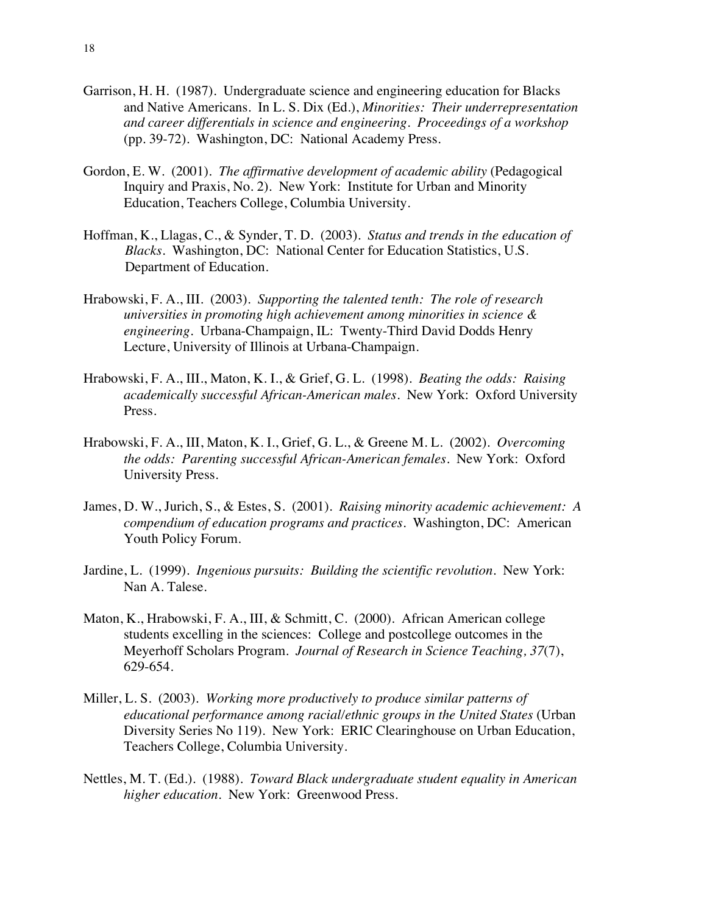Garrison, H. H. (1987). Undergraduate science and engineering education for Blacks and Native Americans. In L. S. Dix (Ed.), *Minorities: Their underrepresentation and career differentials in science and engineering. Proceedings of a workshop* (pp. 39-72). Washington, DC: National Academy Press.

Gordon, E. W. (2001). *The affirmative development of academic ability* (Pedagogical Inquiry and Praxis, No. 2). New York: Institute for Urban and Minority Education, Teachers College, Columbia University.

Hoffman, K., Llagas, C., & Synder, T. D. (2003). *Status and trends in the education of Blacks*. Washington, DC: National Center for Education Statistics, U.S. Department of Education.

Hrabowski, F. A., III. (2003). *Supporting the talented tenth: The role of research universities in promoting high achievement among minorities in science & engineering*. Urbana-Champaign, IL: Twenty-Third David Dodds Henry Lecture, University of Illinois at Urbana-Champaign.

Hrabowski, F. A., III., Maton, K. I., & Grief, G. L. (1998). *Beating the odds: Raising academically successful African-American males*. New York: Oxford University Press.

Hrabowski, F. A., III, Maton, K. I., Grief, G. L., & Greene M. L. (2002). *Overcoming the odds: Parenting successful African-American females*. New York: Oxford University Press.

James, D. W., Jurich, S., & Estes, S. (2001). *Raising minority academic achievement: A compendium of education programs and practices*. Washington, DC: American Youth Policy Forum.

Jardine, L. (1999). *Ingenious pursuits: Building the scientific revolution*. New York: Nan A. Talese.

Maton, K., Hrabowski, F. A., III, & Schmitt, C. (2000). African American college students excelling in the sciences: College and postcollege outcomes in the Meyerhoff Scholars Program. *Journal of Research in Science Teaching, 37*(7), 629-654.

Miller, L. S. (2003). *Working more productively to produce similar patterns of educational performance among racial/ethnic groups in the United States* (Urban Diversity Series No 119). New York: ERIC Clearinghouse on Urban Education, Teachers College, Columbia University.

Nettles, M. T. (Ed.). (1988). *Toward Black undergraduate student equality in American higher education*. New York: Greenwood Press.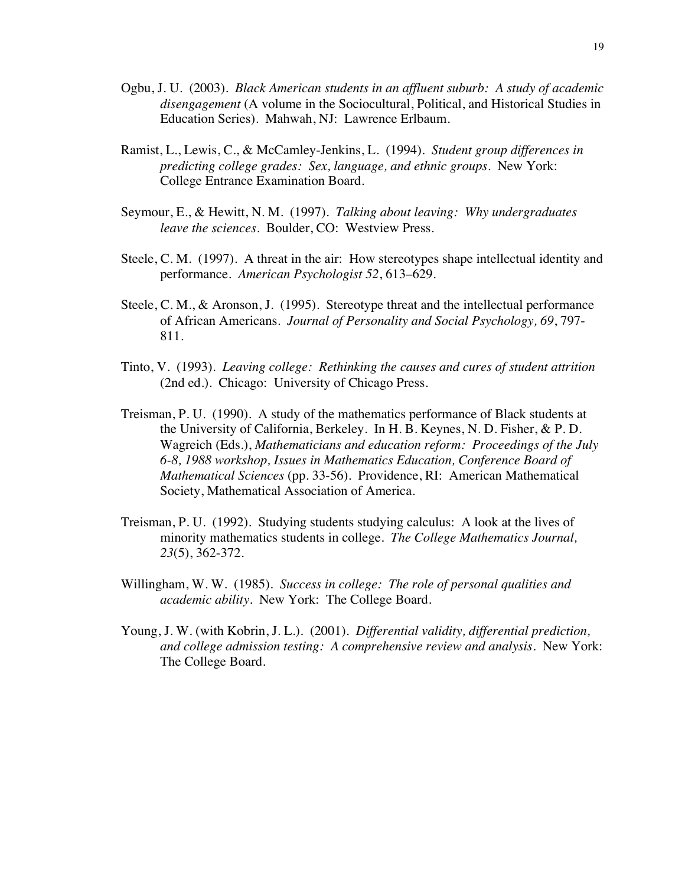Ogbu, J. U. (2003). *Black American students in an affluent suburb: A study of academic disengagement* (A volume in the Sociocultural, Political, and Historical Studies in Education Series). Mahwah, NJ: Lawrence Erlbaum.

Ramist, L., Lewis, C., & McCamley-Jenkins, L. (1994). *Student group differences in predicting college grades: Sex, language, and ethnic groups*. New York: College Entrance Examination Board.

Seymour, E., & Hewitt, N. M. (1997). *Talking about leaving: Why undergraduates leave the sciences*. Boulder, CO: Westview Press.

Steele, C. M. (1997). A threat in the air: How stereotypes shape intellectual identity and performance. *American Psychologist 52*, 613–629.

Steele, C. M., & Aronson, J. (1995). Stereotype threat and the intellectual performance of African Americans. *Journal of Personality and Social Psychology, 69*, 797-811.

Tinto, V. (1993). *Leaving college: Rethinking the causes and cures of student attrition* (2nd ed.). Chicago: University of Chicago Press.

Treisman, P. U. (1990). A study of the mathematics performance of Black students at the University of California, Berkeley. In H. B. Keynes, N. D. Fisher, & P. D. Wagreich (Eds.), *Mathematicians and education reform: Proceedings of the July 6-8, 1988 workshop, Issues in Mathematics Education, Conference Board of Mathematical Sciences* (pp. 33-56). Providence, RI: American Mathematical Society, Mathematical Association of America.

Treisman, P. U. (1992). Studying students studying calculus: A look at the lives of minority mathematics students in college. *The College Mathematics Journal, 23*(5), 362-372.

Willingham, W. W. (1985). *Success in college: The role of personal qualities and academic ability*. New York: The College Board.

Young, J. W. (with Kobrin, J. L.). (2001). *Differential validity, differential prediction, and college admission testing: A comprehensive review and analysis*. New York: The College Board.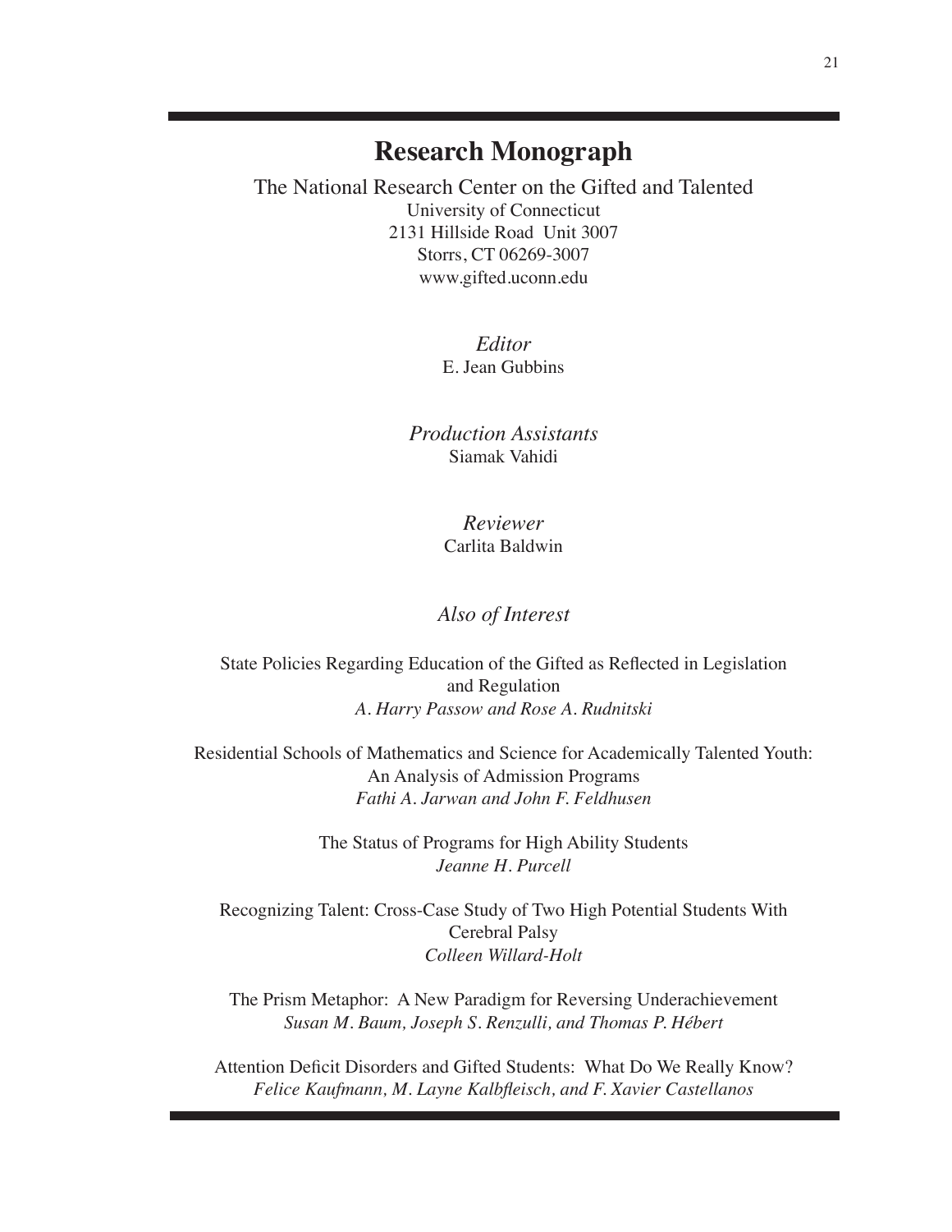# Research Monograph

The National Research Center on the Gifted and Talented
University of Connecticut
2131 Hillside Road Unit 3007
Storrs, CT 06269-3007
www.gifted.uconn.edu

*Editor*
E. Jean Gubbins

*Production Assistants*
Siamak Vahidi

*Reviewer*
Carlita Baldwin

*Also of Interest*

State Policies Regarding Education of the Gifted as Reflected in Legislation and Regulation
*A. Harry Passow and Rose A. Rudnitski*

Residential Schools of Mathematics and Science for Academically Talented Youth: An Analysis of Admission Programs
*Fathi A. Jarwan and John F. Feldhusen*

The Status of Programs for High Ability Students
*Jeanne H. Purcell*

Recognizing Talent: Cross-Case Study of Two High Potential Students With Cerebral Palsy
*Colleen Willard-Holt*

The Prism Metaphor: A New Paradigm for Reversing Underachievement
*Susan M. Baum, Joseph S. Renzulli, and Thomas P. Hébert*

Attention Deficit Disorders and Gifted Students: What Do We Really Know?
*Felice Kaufmann, M. Layne Kalbfleisch, and F. Xavier Castellanos*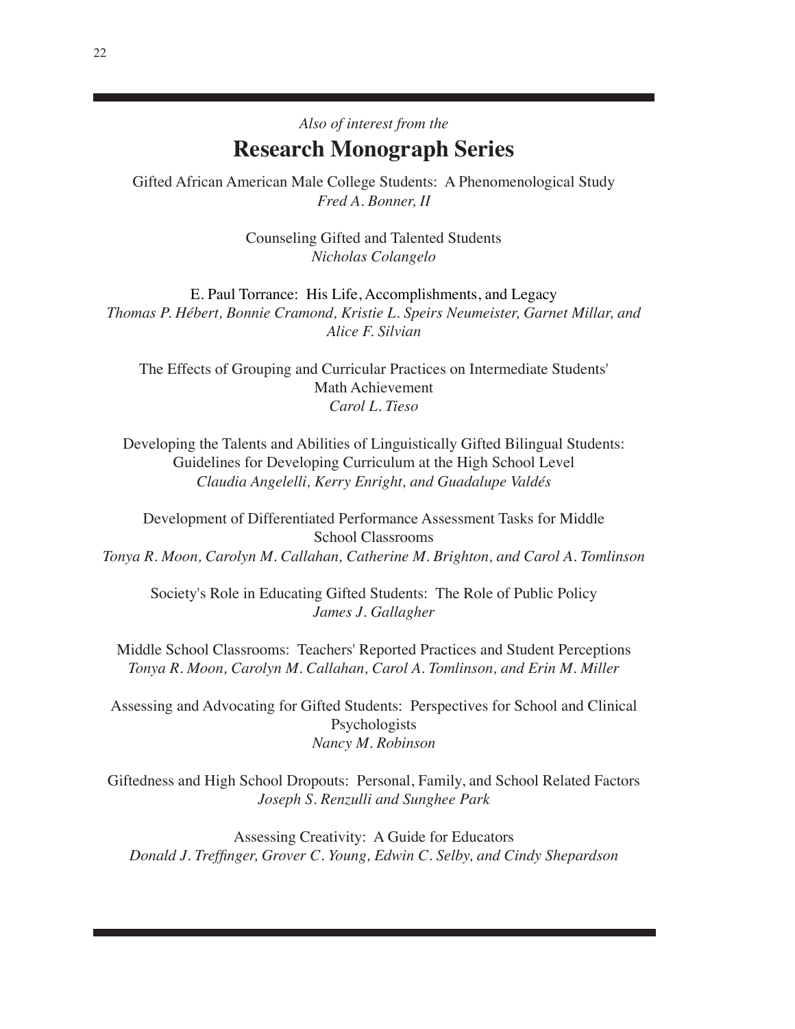*Also of interest from the*

## Research Monograph Series

Gifted African American Male College Students: A Phenomenological Study
*Fred A. Bonner, II*

Counseling Gifted and Talented Students
*Nicholas Colangelo*

E. Paul Torrance: His Life, Accomplishments, and Legacy
*Thomas P. Hébert, Bonnie Cramond, Kristie L. Speirs Neumeister, Garnet Millar, and Alice F. Silvian*

The Effects of Grouping and Curricular Practices on Intermediate Students' Math Achievement
*Carol L. Tieso*

Developing the Talents and Abilities of Linguistically Gifted Bilingual Students: Guidelines for Developing Curriculum at the High School Level
*Claudia Angelelli, Kerry Enright, and Guadalupe Valdés*

Development of Differentiated Performance Assessment Tasks for Middle School Classrooms
*Tonya R. Moon, Carolyn M. Callahan, Catherine M. Brighton, and Carol A. Tomlinson*

Society's Role in Educating Gifted Students: The Role of Public Policy
*James J. Gallagher*

Middle School Classrooms: Teachers' Reported Practices and Student Perceptions
*Tonya R. Moon, Carolyn M. Callahan, Carol A. Tomlinson, and Erin M. Miller*

Assessing and Advocating for Gifted Students: Perspectives for School and Clinical Psychologists
*Nancy M. Robinson*

Giftedness and High School Dropouts: Personal, Family, and School Related Factors
*Joseph S. Renzulli and Sunghee Park*

Assessing Creativity: A Guide for Educators
*Donald J. Treffinger, Grover C. Young, Edwin C. Selby, and Cindy Shepardson*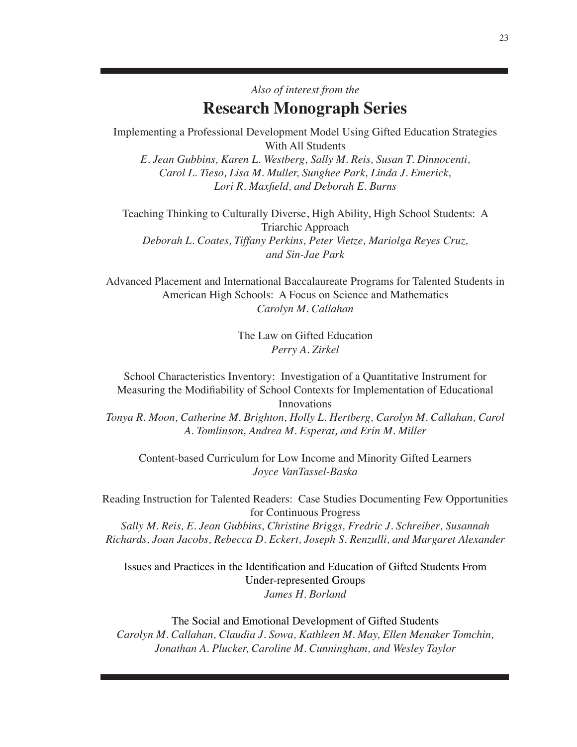*Also of interest from the*

## Research Monograph Series

Implementing a Professional Development Model Using Gifted Education Strategies With All Students
*E. Jean Gubbins, Karen L. Westberg, Sally M. Reis, Susan T. Dinnocenti, Carol L. Tieso, Lisa M. Muller, Sunghee Park, Linda J. Emerick, Lori R. Maxfield, and Deborah E. Burns*

Teaching Thinking to Culturally Diverse, High Ability, High School Students: A Triarchic Approach
*Deborah L. Coates, Tiffany Perkins, Peter Vietze, Mariolga Reyes Cruz, and Sin-Jae Park*

Advanced Placement and International Baccalaureate Programs for Talented Students in American High Schools: A Focus on Science and Mathematics
*Carolyn M. Callahan*

The Law on Gifted Education
*Perry A. Zirkel*

School Characteristics Inventory: Investigation of a Quantitative Instrument for Measuring the Modifiability of School Contexts for Implementation of Educational Innovations
*Tonya R. Moon, Catherine M. Brighton, Holly L. Hertberg, Carolyn M. Callahan, Carol A. Tomlinson, Andrea M. Esperat, and Erin M. Miller*

Content-based Curriculum for Low Income and Minority Gifted Learners
*Joyce VanTassel-Baska*

Reading Instruction for Talented Readers: Case Studies Documenting Few Opportunities for Continuous Progress
*Sally M. Reis, E. Jean Gubbins, Christine Briggs, Fredric J. Schreiber, Susannah Richards, Joan Jacobs, Rebecca D. Eckert, Joseph S. Renzulli, and Margaret Alexander*

Issues and Practices in the Identification and Education of Gifted Students From Under-represented Groups
*James H. Borland*

The Social and Emotional Development of Gifted Students
*Carolyn M. Callahan, Claudia J. Sowa, Kathleen M. May, Ellen Menaker Tomchin, Jonathan A. Plucker, Caroline M. Cunningham, and Wesley Taylor*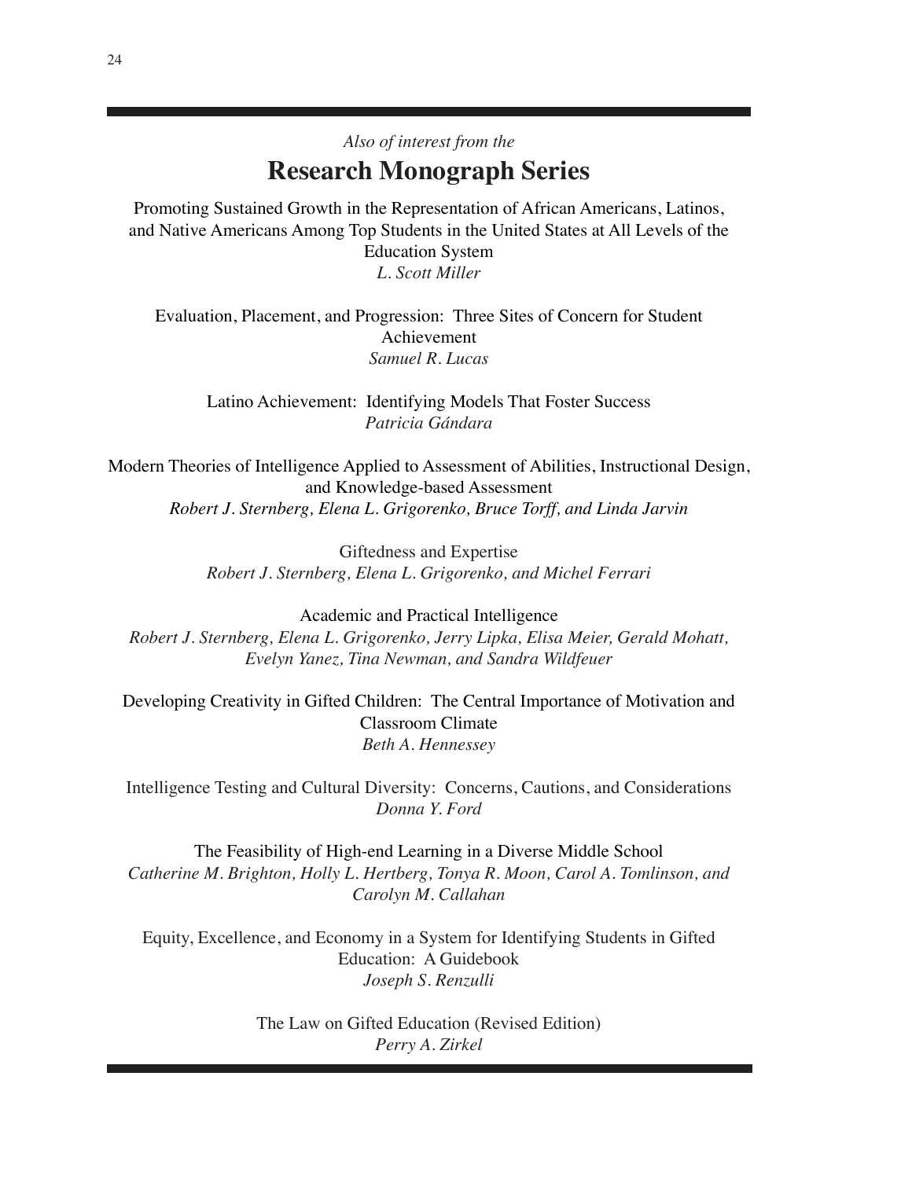*Also of interest from the*

## Research Monograph Series

Promoting Sustained Growth in the Representation of African Americans, Latinos, and Native Americans Among Top Students in the United States at All Levels of the Education System
*L. Scott Miller*

Evaluation, Placement, and Progression: Three Sites of Concern for Student Achievement
*Samuel R. Lucas*

Latino Achievement: Identifying Models That Foster Success
*Patricia Gándara*

Modern Theories of Intelligence Applied to Assessment of Abilities, Instructional Design, and Knowledge-based Assessment
*Robert J. Sternberg, Elena L. Grigorenko, Bruce Torff, and Linda Jarvin*

Giftedness and Expertise
*Robert J. Sternberg, Elena L. Grigorenko, and Michel Ferrari*

Academic and Practical Intelligence
*Robert J. Sternberg, Elena L. Grigorenko, Jerry Lipka, Elisa Meier, Gerald Mohatt, Evelyn Yanez, Tina Newman, and Sandra Wildfeuer*

Developing Creativity in Gifted Children: The Central Importance of Motivation and Classroom Climate
*Beth A. Hennessey*

Intelligence Testing and Cultural Diversity: Concerns, Cautions, and Considerations
*Donna Y. Ford*

The Feasibility of High-end Learning in a Diverse Middle School
*Catherine M. Brighton, Holly L. Hertberg, Tonya R. Moon, Carol A. Tomlinson, and Carolyn M. Callahan*

Equity, Excellence, and Economy in a System for Identifying Students in Gifted Education: A Guidebook
*Joseph S. Renzulli*

The Law on Gifted Education (Revised Edition)
*Perry A. Zirkel*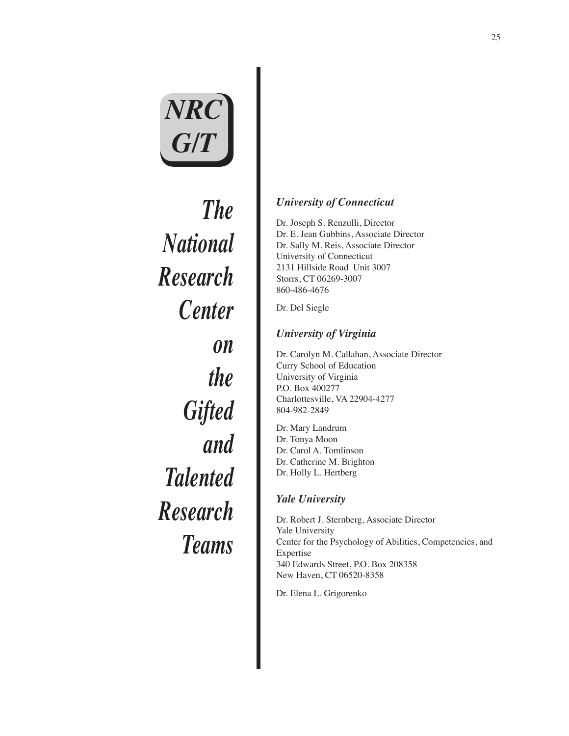# NRC G/T

# The National Research Center on the Gifted and Talented Research Teams

### *University of Connecticut*

Dr. Joseph S. Renzulli, Director
Dr. E. Jean Gubbins, Associate Director
Dr. Sally M. Reis, Associate Director
University of Connecticut
2131 Hillside Road Unit 3007
Storrs, CT 06269-3007
860-486-4676

Dr. Del Siegle

### *University of Virginia*

Dr. Carolyn M. Callahan, Associate Director
Curry School of Education
University of Virginia
P.O. Box 400277
Charlottesville, VA 22904-4277
804-982-2849

Dr. Mary Landrum
Dr. Tonya Moon
Dr. Carol A. Tomlinson
Dr. Catherine M. Brighton
Dr. Holly L. Hertberg

### *Yale University*

Dr. Robert J. Sternberg, Associate Director
Yale University
Center for the Psychology of Abilities, Competencies, and Expertise
340 Edwards Street, P.O. Box 208358
New Haven, CT 06520-8358

Dr. Elena L. Grigorenko